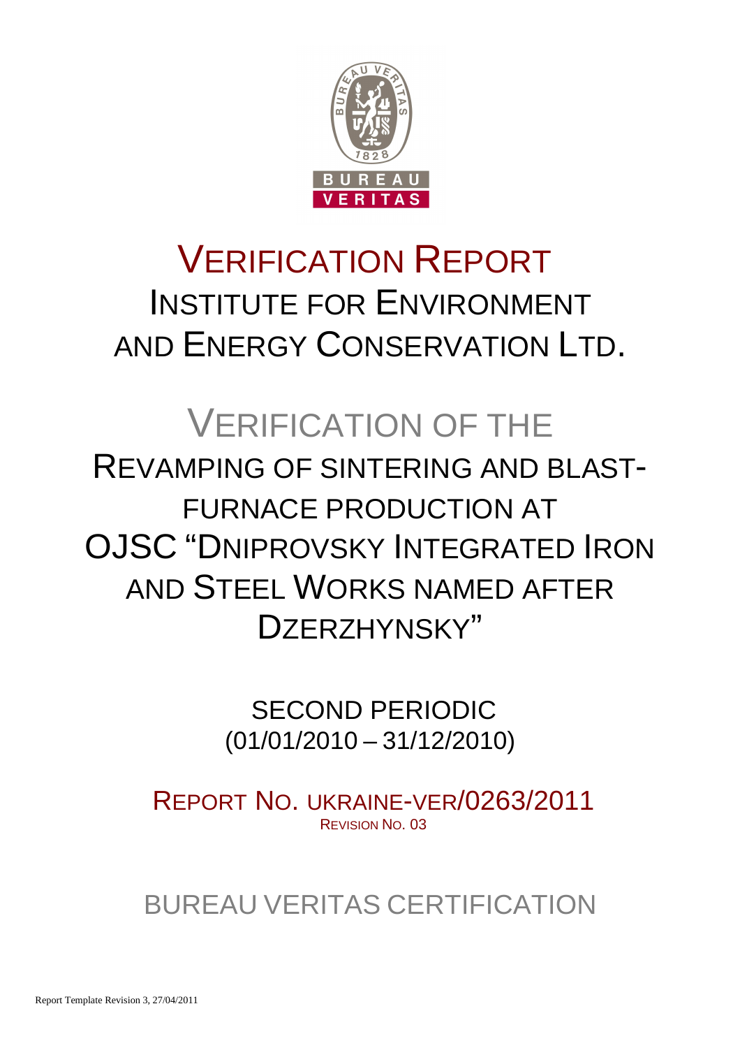# VERIFICATION REPORT
## INSTITUTE FOR ENVIRONMENT AND ENERGY CONSERVATION LTD.

# VERIFICATION OF THE
## REVAMPING OF SINTERING AND BLAST-FURNACE PRODUCTION AT OJSC "DNIPROVSKY INTEGRATED IRON AND STEEL WORKS NAMED AFTER DZERZHYNSKY"

SECOND PERIODIC
(01/01/2010 – 31/12/2010)

REPORT NO. UKRAINE-VER/0263/2011
REVISION NO. 03

BUREAU VERITAS CERTIFICATION

Report Template Revision 3, 27/04/2011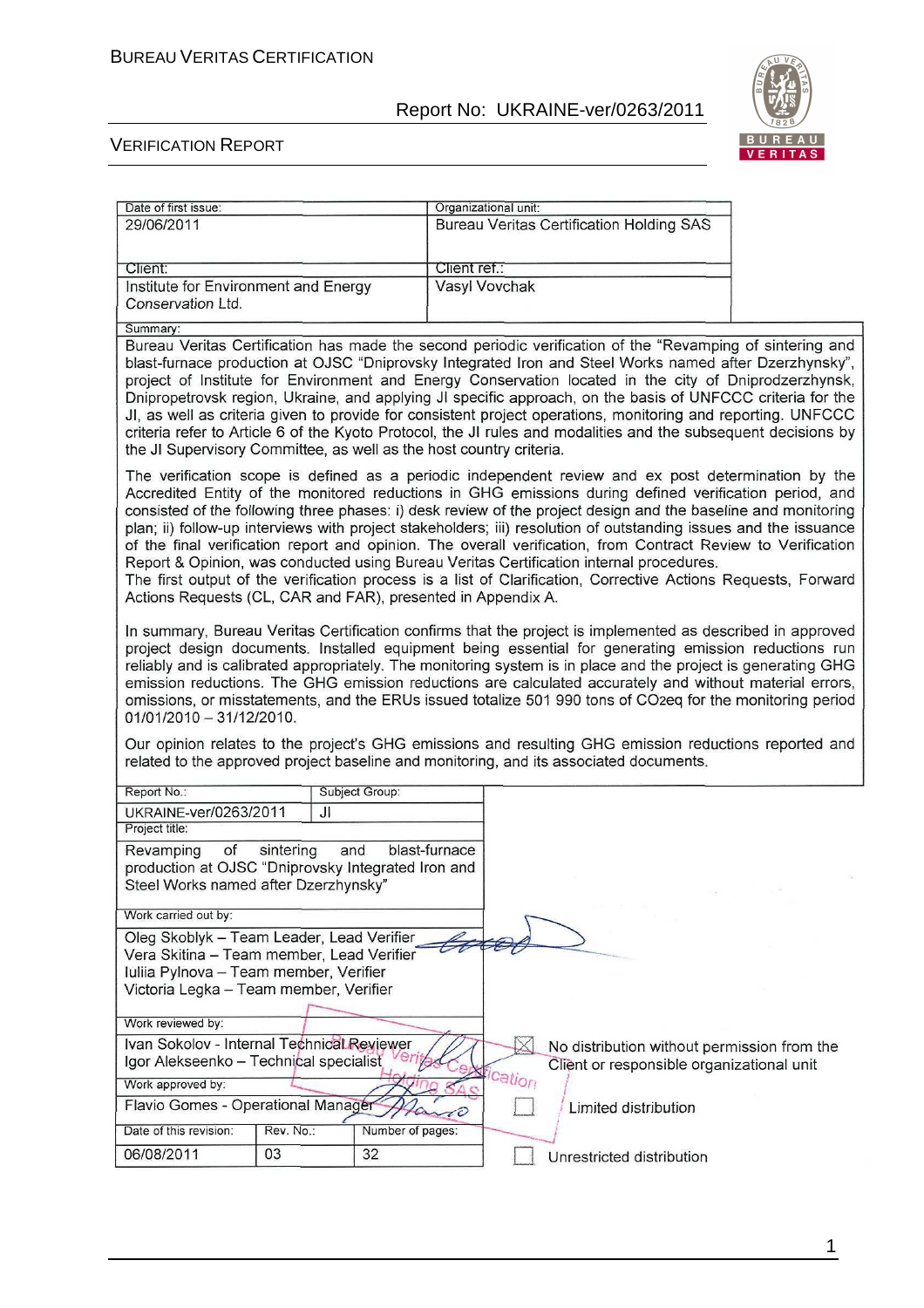| Date of first issue: | Organizational unit: |
|---|---|
| 29/06/2011 | Bureau Veritas Certification Holding SAS |
| Client: | Client ref.: |
| Institute for Environment and Energy Conservation Ltd. | Vasyl Vovchak |

Summary:

Bureau Veritas Certification has made the second periodic verification of the "Revamping of sintering and blast-furnace production at OJSC "Dniprovsky Integrated Iron and Steel Works named after Dzerzhynsky", project of Institute for Environment and Energy Conservation located in the city of Dniprodzerzhynsk, Dnipropetrovsk region, Ukraine, and applying JI specific approach, on the basis of UNFCCC criteria for the JI, as well as criteria given to provide for consistent project operations, monitoring and reporting. UNFCCC criteria refer to Article 6 of the Kyoto Protocol, the JI rules and modalities and the subsequent decisions by the JI Supervisory Committee, as well as the host country criteria.

The verification scope is defined as a periodic independent review and ex post determination by the Accredited Entity of the monitored reductions in GHG emissions during defined verification period, and consisted of the following three phases: i) desk review of the project design and the baseline and monitoring plan; ii) follow-up interviews with project stakeholders; iii) resolution of outstanding issues and the issuance of the final verification report and opinion. The overall verification, from Contract Review to Verification Report & Opinion, was conducted using Bureau Veritas Certification internal procedures.
The first output of the verification process is a list of Clarification, Corrective Actions Requests, Forward Actions Requests (CL, CAR and FAR), presented in Appendix A.

In summary, Bureau Veritas Certification confirms that the project is implemented as described in approved project design documents. Installed equipment being essential for generating emission reductions run reliably and is calibrated appropriately. The monitoring system is in place and the project is generating GHG emission reductions. The GHG emission reductions are calculated accurately and without material errors, omissions, or misstatements, and the ERUs issued totalize 501 990 tons of $CO_2eq$ for the monitoring period 01/01/2010 – 31/12/2010.

Our opinion relates to the project's GHG emissions and resulting GHG emission reductions reported and related to the approved project baseline and monitoring, and its associated documents.

| Report No.: | Subject Group: |
|---|---|
| UKRAINE-ver/0263/2011 | JI |

Project title:

Revamping of sintering and blast-furnace production at OJSC "Dniprovsky Integrated Iron and Steel Works named after Dzerzhynsky"

Work carried out by:

Oleg Skoblyk – Team Leader, Lead Verifier
Vera Skitina – Team member, Lead Verifier
Iuliia Pylnova – Team member, Verifier
Victoria Legka – Team member, Verifier

Work reviewed by:

Ivan Sokolov - Internal Technical Reviewer
Igor Alekseenko – Technical specialist

Work approved by:

Flavio Gomes - Operational Manager

| Date of this revision: | Rev. No.: | Number of pages: |
|---|---|---|
| 06/08/2011 | 03 | 32 |

- [x] No distribution without permission from the Client or responsible organizational unit
- [ ] Limited distribution
- [ ] Unrestricted distribution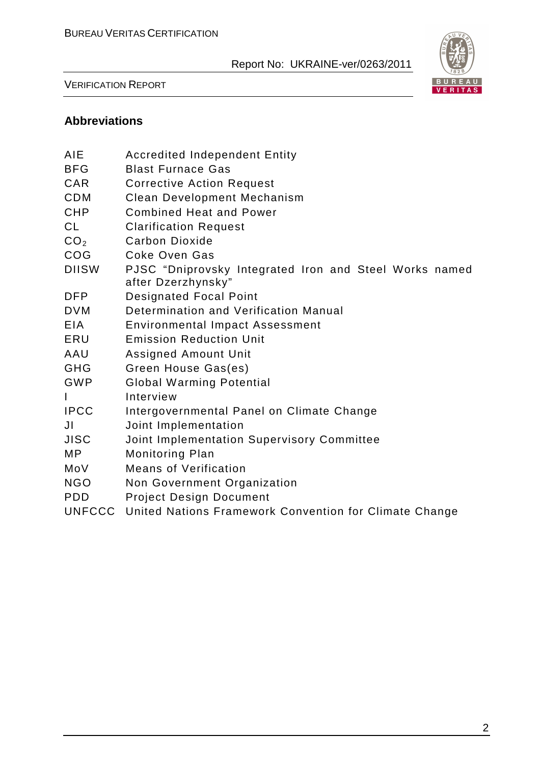## Abbreviations

| | |
|---|---|
| AIE | Accredited Independent Entity |
| BFG | Blast Furnace Gas |
| CAR | Corrective Action Request |
| CDM | Clean Development Mechanism |
| CHP | Combined Heat and Power |
| CL | Clarification Request |
| $CO_2$ | Carbon Dioxide |
| COG | Coke Oven Gas |
| DIISW | PJSC "Dniprovsky Integrated Iron and Steel Works named after Dzerzhynsky" |
| DFP | Designated Focal Point |
| DVM | Determination and Verification Manual |
| EIA | Environmental Impact Assessment |
| ERU | Emission Reduction Unit |
| AAU | Assigned Amount Unit |
| GHG | Green House Gas(es) |
| GWP | Global Warming Potential |
| I | Interview |
| IPCC | Intergovernmental Panel on Climate Change |
| JI | Joint Implementation |
| JISC | Joint Implementation Supervisory Committee |
| MP | Monitoring Plan |
| MoV | Means of Verification |
| NGO | Non Government Organization |
| PDD | Project Design Document |
| UNFCCC | United Nations Framework Convention for Climate Change |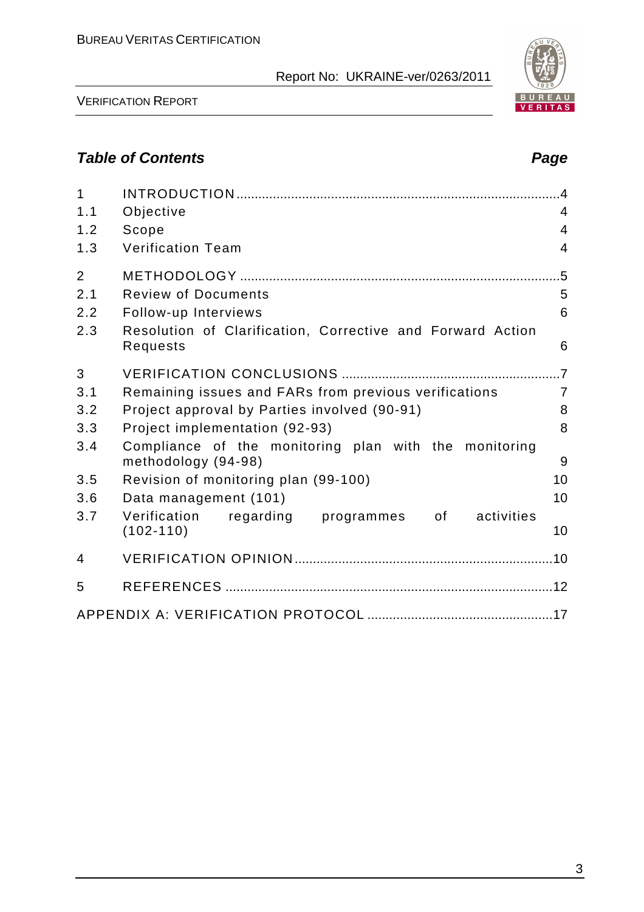## *Table of Contents* *Page*

| | | |
|---|---|---|
| 1 | INTRODUCTION | 4 |
| 1.1 | Objective | 4 |
| 1.2 | Scope | 4 |
| 1.3 | Verification Team | 4 |
| 2 | METHODOLOGY | 5 |
| 2.1 | Review of Documents | 5 |
| 2.2 | Follow-up Interviews | 6 |
| 2.3 | Resolution of Clarification, Corrective and Forward Action Requests | 6 |
| 3 | VERIFICATION CONCLUSIONS | 7 |
| 3.1 | Remaining issues and FARs from previous verifications | 7 |
| 3.2 | Project approval by Parties involved (90-91) | 8 |
| 3.3 | Project implementation (92-93) | 8 |
| 3.4 | Compliance of the monitoring plan with the monitoring methodology (94-98) | 9 |
| 3.5 | Revision of monitoring plan (99-100) | 10 |
| 3.6 | Data management (101) | 10 |
| 3.7 | Verification regarding programmes of activities (102-110) | 10 |
| 4 | VERIFICATION OPINION | 10 |
| 5 | REFERENCES | 12 |
| | APPENDIX A: VERIFICATION PROTOCOL | 17 |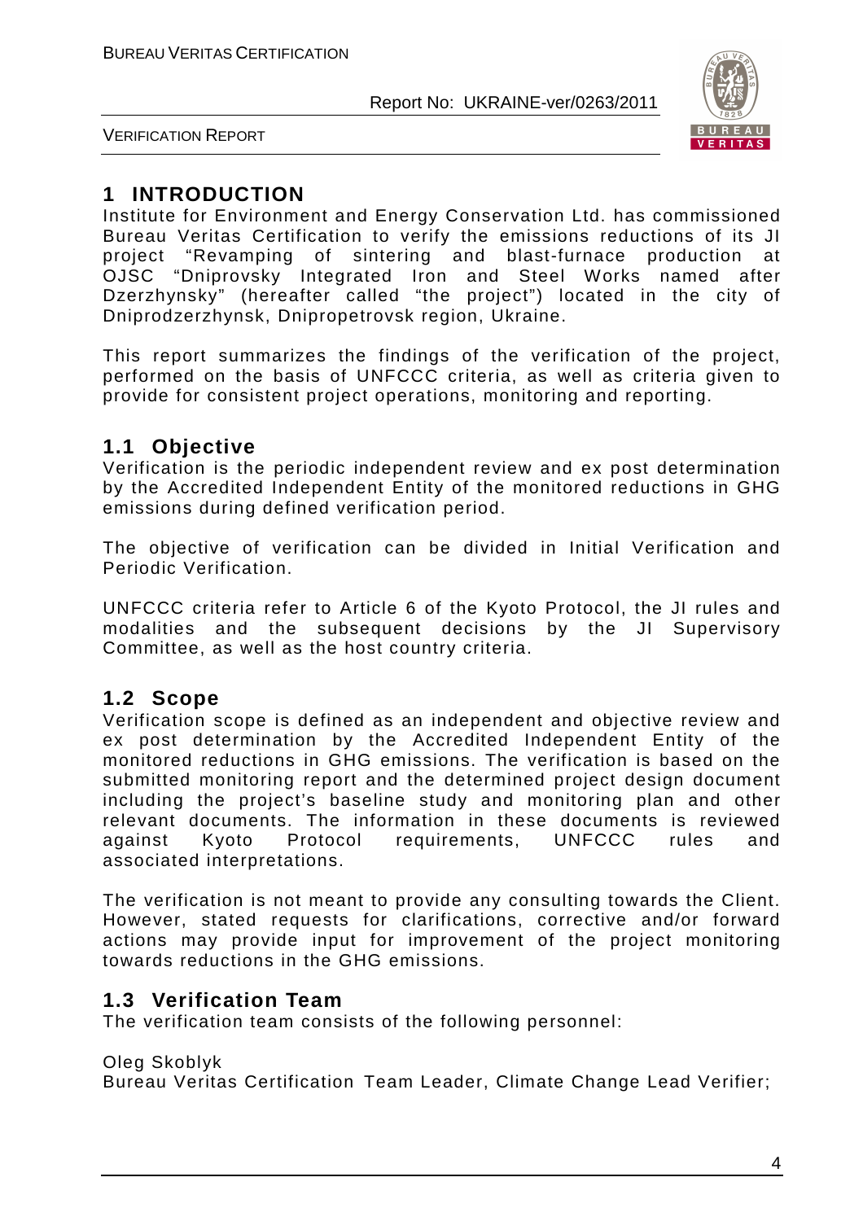# 1 INTRODUCTION

Institute for Environment and Energy Conservation Ltd. has commissioned Bureau Veritas Certification to verify the emissions reductions of its JI project "Revamping of sintering and blast-furnace production at OJSC "Dniprovsky Integrated Iron and Steel Works named after Dzerzhynsky" (hereafter called "the project") located in the city of Dniprodzerzhynsk, Dnipropetrovsk region, Ukraine.

This report summarizes the findings of the verification of the project, performed on the basis of UNFCCC criteria, as well as criteria given to provide for consistent project operations, monitoring and reporting.

## 1.1 Objective

Verification is the periodic independent review and ex post determination by the Accredited Independent Entity of the monitored reductions in GHG emissions during defined verification period.

The objective of verification can be divided in Initial Verification and Periodic Verification.

UNFCCC criteria refer to Article 6 of the Kyoto Protocol, the JI rules and modalities and the subsequent decisions by the JI Supervisory Committee, as well as the host country criteria.

## 1.2 Scope

Verification scope is defined as an independent and objective review and ex post determination by the Accredited Independent Entity of the monitored reductions in GHG emissions. The verification is based on the submitted monitoring report and the determined project design document including the project's baseline study and monitoring plan and other relevant documents. The information in these documents is reviewed against Kyoto Protocol requirements, UNFCCC rules and associated interpretations.

The verification is not meant to provide any consulting towards the Client. However, stated requests for clarifications, corrective and/or forward actions may provide input for improvement of the project monitoring towards reductions in the GHG emissions.

## 1.3 Verification Team

The verification team consists of the following personnel:

Oleg Skoblyk
Bureau Veritas Certification Team Leader, Climate Change Lead Verifier;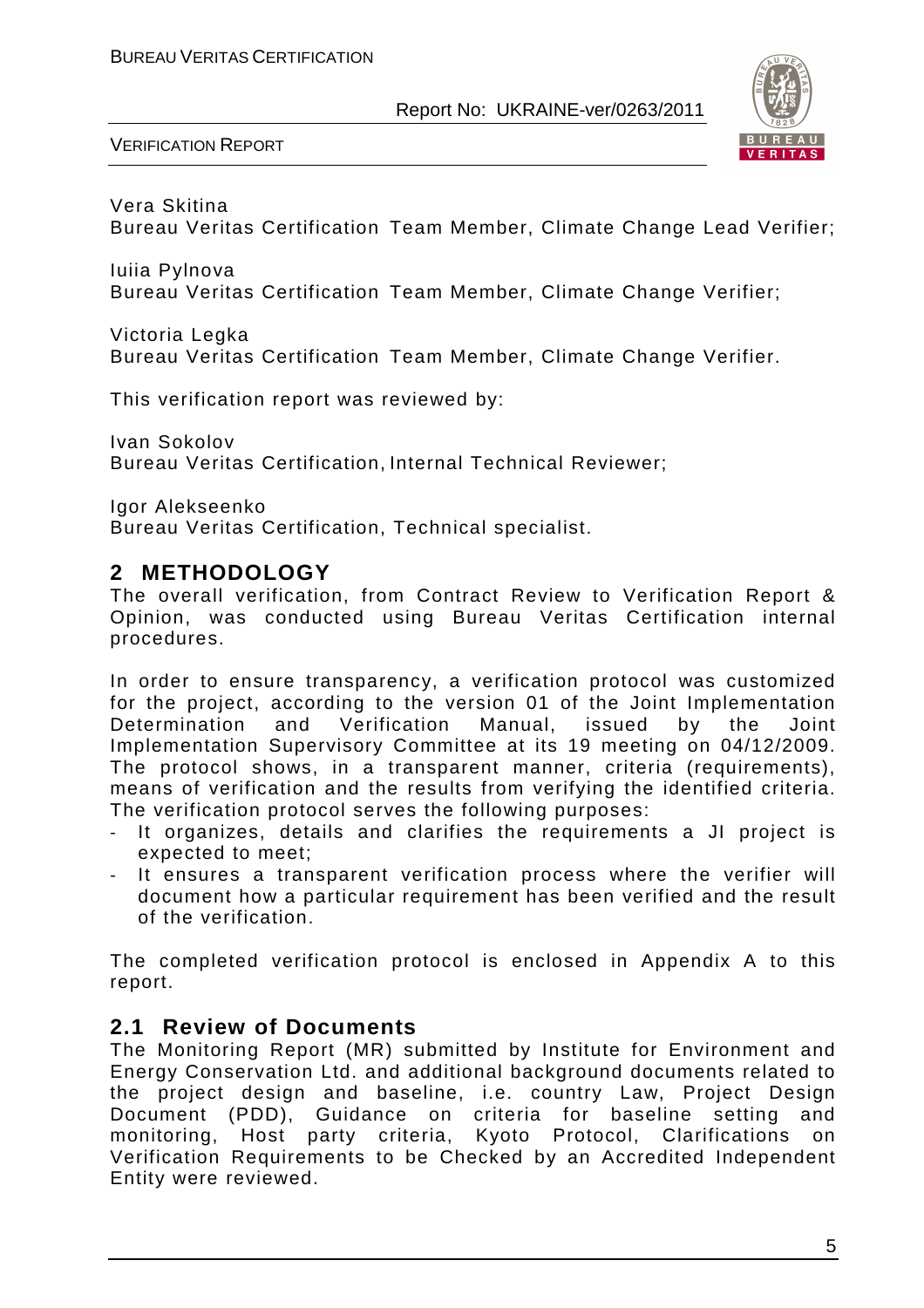Vera Skitina
Bureau Veritas Certification Team Member, Climate Change Lead Verifier;

Iuiia Pylnova
Bureau Veritas Certification Team Member, Climate Change Verifier;

Victoria Legka
Bureau Veritas Certification Team Member, Climate Change Verifier.

This verification report was reviewed by:

Ivan Sokolov
Bureau Veritas Certification, Internal Technical Reviewer;

Igor Alekseenko
Bureau Veritas Certification, Technical specialist.

## 2 METHODOLOGY

The overall verification, from Contract Review to Verification Report & Opinion, was conducted using Bureau Veritas Certification internal procedures.

In order to ensure transparency, a verification protocol was customized for the project, according to the version 01 of the Joint Implementation Determination and Verification Manual, issued by the Joint Implementation Supervisory Committee at its 19 meeting on 04/12/2009. The protocol shows, in a transparent manner, criteria (requirements), means of verification and the results from verifying the identified criteria. The verification protocol serves the following purposes:

- It organizes, details and clarifies the requirements a JI project is expected to meet;
- It ensures a transparent verification process where the verifier will document how a particular requirement has been verified and the result of the verification.

The completed verification protocol is enclosed in Appendix A to this report.

### 2.1 Review of Documents

The Monitoring Report (MR) submitted by Institute for Environment and Energy Conservation Ltd. and additional background documents related to the project design and baseline, i.e. country Law, Project Design Document (PDD), Guidance on criteria for baseline setting and monitoring, Host party criteria, Kyoto Protocol, Clarifications on Verification Requirements to be Checked by an Accredited Independent Entity were reviewed.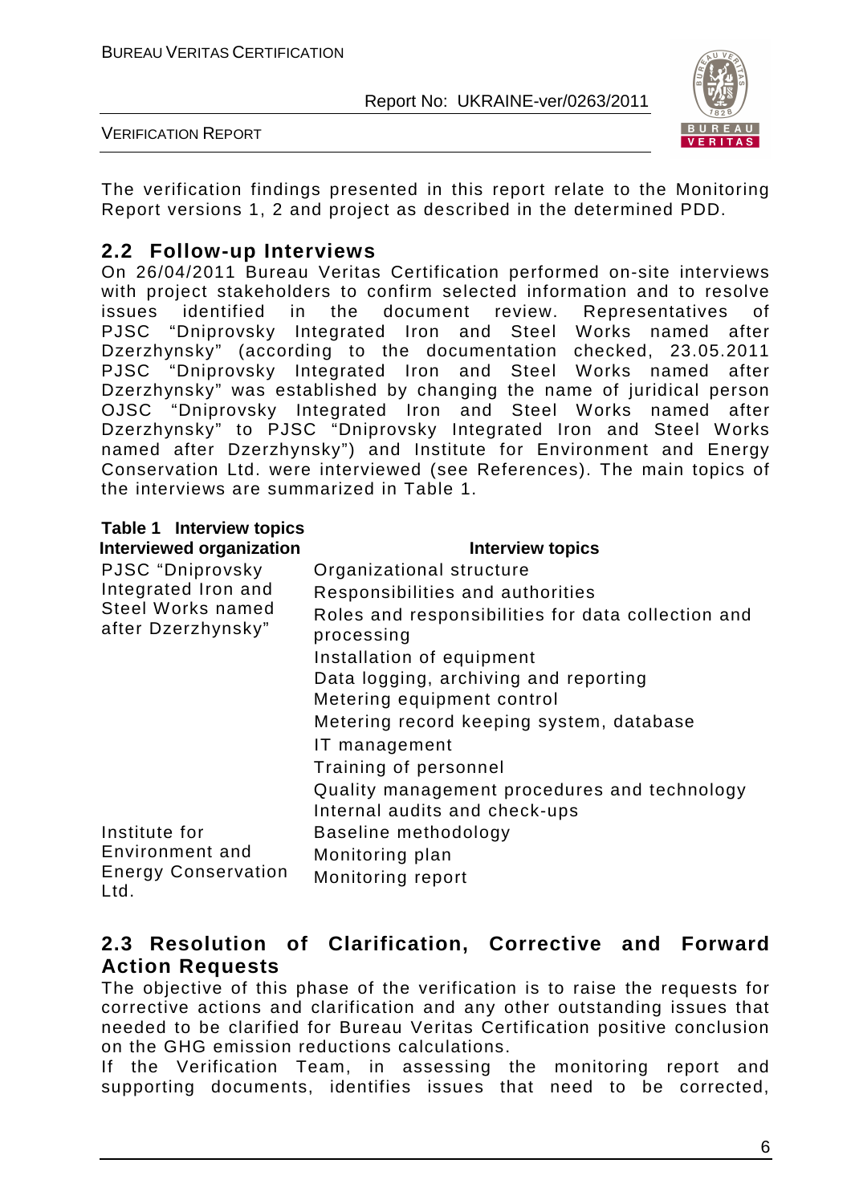The verification findings presented in this report relate to the Monitoring Report versions 1, 2 and project as described in the determined PDD.

## 2.2 Follow-up Interviews

On 26/04/2011 Bureau Veritas Certification performed on-site interviews with project stakeholders to confirm selected information and to resolve issues identified in the document review. Representatives of PJSC "Dniprovsky Integrated Iron and Steel Works named after Dzerzhynsky" (according to the documentation checked, 23.05.2011 PJSC "Dniprovsky Integrated Iron and Steel Works named after Dzerzhynsky" was established by changing the name of juridical person OJSC "Dniprovsky Integrated Iron and Steel Works named after Dzerzhynsky" to PJSC "Dniprovsky Integrated Iron and Steel Works named after Dzerzhynsky") and Institute for Environment and Energy Conservation Ltd. were interviewed (see References). The main topics of the interviews are summarized in Table 1.

**Table 1 Interview topics**

| Interviewed organization | Interview topics |
|---|---|
| PJSC "Dniprovsky Integrated Iron and Steel Works named after Dzerzhynsky" | Organizational structure<br>Responsibilities and authorities<br>Roles and responsibilities for data collection and processing<br>Installation of equipment<br>Data logging, archiving and reporting<br>Metering equipment control<br>Metering record keeping system, database<br>IT management<br>Training of personnel<br>Quality management procedures and technology<br>Internal audits and check-ups |
| Institute for Environment and Energy Conservation Ltd. | Baseline methodology<br>Monitoring plan<br>Monitoring report |

## 2.3 Resolution of Clarification, Corrective and Forward Action Requests

The objective of this phase of the verification is to raise the requests for corrective actions and clarification and any other outstanding issues that needed to be clarified for Bureau Veritas Certification positive conclusion on the GHG emission reductions calculations.

If the Verification Team, in assessing the monitoring report and supporting documents, identifies issues that need to be corrected,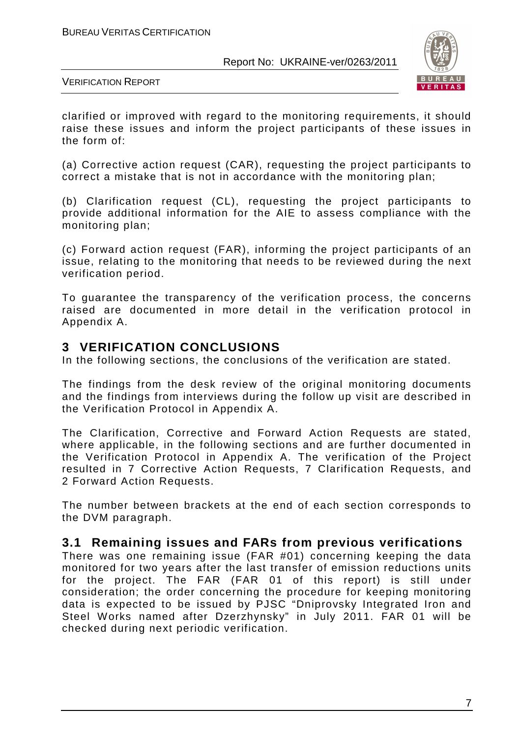clarified or improved with regard to the monitoring requirements, it should raise these issues and inform the project participants of these issues in the form of:

(a) Corrective action request (CAR), requesting the project participants to correct a mistake that is not in accordance with the monitoring plan;

(b) Clarification request (CL), requesting the project participants to provide additional information for the AIE to assess compliance with the monitoring plan;

(c) Forward action request (FAR), informing the project participants of an issue, relating to the monitoring that needs to be reviewed during the next verification period.

To guarantee the transparency of the verification process, the concerns raised are documented in more detail in the verification protocol in Appendix A.

# 3 VERIFICATION CONCLUSIONS

In the following sections, the conclusions of the verification are stated.

The findings from the desk review of the original monitoring documents and the findings from interviews during the follow up visit are described in the Verification Protocol in Appendix A.

The Clarification, Corrective and Forward Action Requests are stated, where applicable, in the following sections and are further documented in the Verification Protocol in Appendix A. The verification of the Project resulted in 7 Corrective Action Requests, 7 Clarification Requests, and 2 Forward Action Requests.

The number between brackets at the end of each section corresponds to the DVM paragraph.

## 3.1 Remaining issues and FARs from previous verifications

There was one remaining issue (FAR #01) concerning keeping the data monitored for two years after the last transfer of emission reductions units for the project. The FAR (FAR 01 of this report) is still under consideration; the order concerning the procedure for keeping monitoring data is expected to be issued by PJSC “Dniprovsky Integrated Iron and Steel Works named after Dzerzhynsky” in July 2011. FAR 01 will be checked during next periodic verification.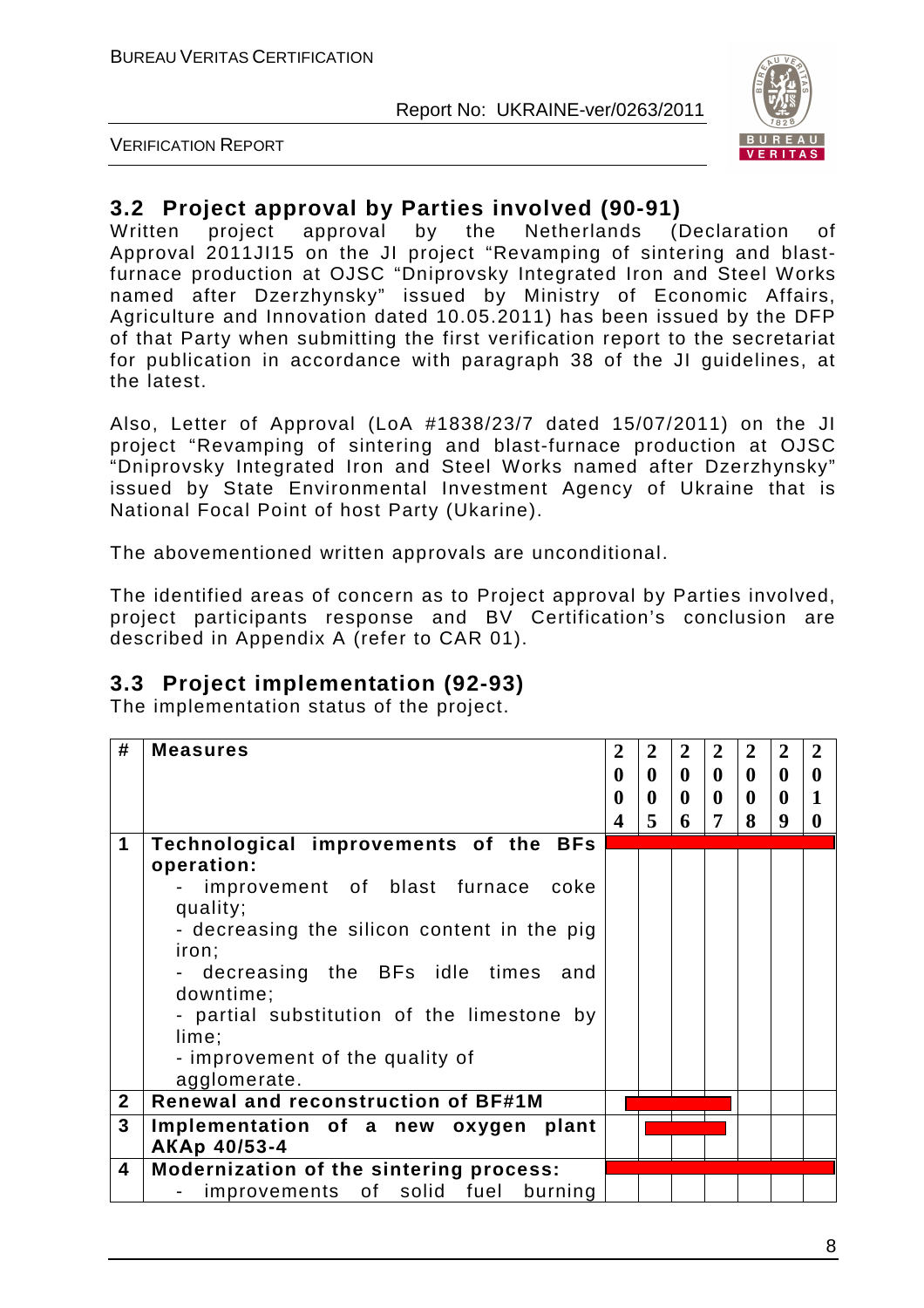## 3.2 Project approval by Parties involved (90-91)

Written project approval by the Netherlands (Declaration of Approval 2011JI15 on the JI project "Revamping of sintering and blast-furnace production at OJSC "Dniprovsky Integrated Iron and Steel Works named after Dzerzhynsky" issued by Ministry of Economic Affairs, Agriculture and Innovation dated 10.05.2011) has been issued by the DFP of that Party when submitting the first verification report to the secretariat for publication in accordance with paragraph 38 of the JI guidelines, at the latest.

Also, Letter of Approval (LoA #1838/23/7 dated 15/07/2011) on the JI project "Revamping of sintering and blast-furnace production at OJSC "Dniprovsky Integrated Iron and Steel Works named after Dzerzhynsky" issued by State Environmental Investment Agency of Ukraine that is National Focal Point of host Party (Ukarine).

The abovementioned written approvals are unconditional.

The identified areas of concern as to Project approval by Parties involved, project participants response and BV Certification's conclusion are described in Appendix A (refer to CAR 01).

## 3.3 Project implementation (92-93)

The implementation status of the project.

| # | Measures | 2004 | 2005 | 2006 | 2007 | 2008 | 2009 | 2010 |
|---|---|---|---|---|---|---|---|---|
| 1 | **Technological improvements of the BFs operation:**<br>- improvement of blast furnace coke quality;<br>- decreasing the silicon content in the pig iron;<br>- decreasing the BFs idle times and downtime;<br>- partial substitution of the limestone by lime;<br>- improvement of the quality of agglomerate. | | | | | | | |
| 2 | **Renewal and reconstruction of BF#1M** | | | | | | | |
| 3 | **Implementation of a new oxygen plant AKAp 40/53-4** | | | | | | | |
| 4 | **Modernization of the sintering process:**<br>- improvements of solid fuel burning | | | | | | | |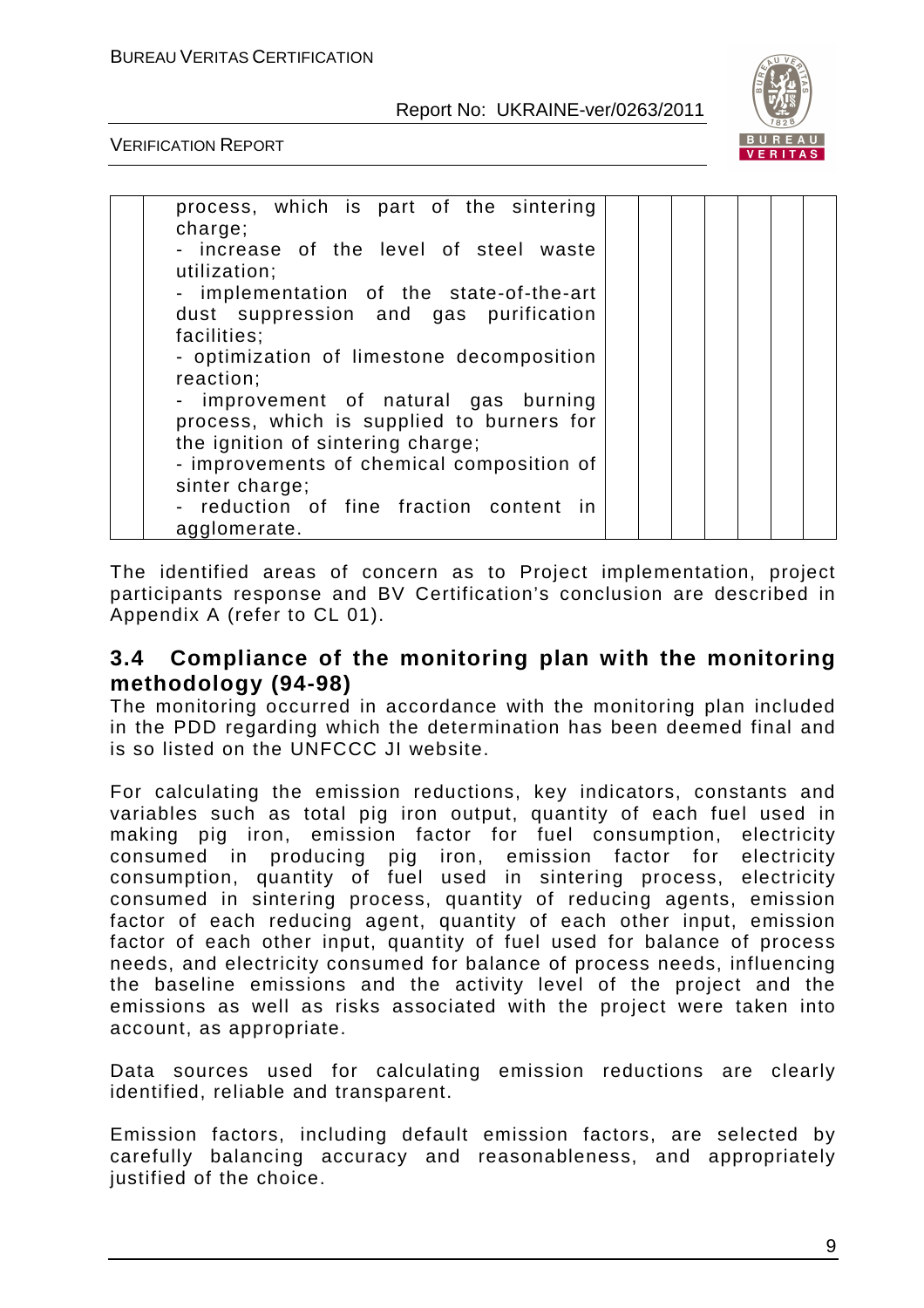| | | | | | | | |
|---|---|---|---|---|---|---|---|
| | process, which is part of the sintering charge;<br>- increase of the level of steel waste utilization;<br>- implementation of the state-of-the-art dust suppression and gas purification facilities;<br>- optimization of limestone decomposition reaction;<br>- improvement of natural gas burning process, which is supplied to burners for the ignition of sintering charge;<br>- improvements of chemical composition of sinter charge;<br>- reduction of fine fraction content in agglomerate. | | | | | | |

The identified areas of concern as to Project implementation, project participants response and BV Certification's conclusion are described in Appendix A (refer to CL 01).

## 3.4 Compliance of the monitoring plan with the monitoring methodology (94-98)

The monitoring occurred in accordance with the monitoring plan included in the PDD regarding which the determination has been deemed final and is so listed on the UNFCCC JI website.

For calculating the emission reductions, key indicators, constants and variables such as total pig iron output, quantity of each fuel used in making pig iron, emission factor for fuel consumption, electricity consumed in producing pig iron, emission factor for electricity consumption, quantity of fuel used in sintering process, electricity consumed in sintering process, quantity of reducing agents, emission factor of each reducing agent, quantity of each other input, emission factor of each other input, quantity of fuel used for balance of process needs, and electricity consumed for balance of process needs, influencing the baseline emissions and the activity level of the project and the emissions as well as risks associated with the project were taken into account, as appropriate.

Data sources used for calculating emission reductions are clearly identified, reliable and transparent.

Emission factors, including default emission factors, are selected by carefully balancing accuracy and reasonableness, and appropriately justified of the choice.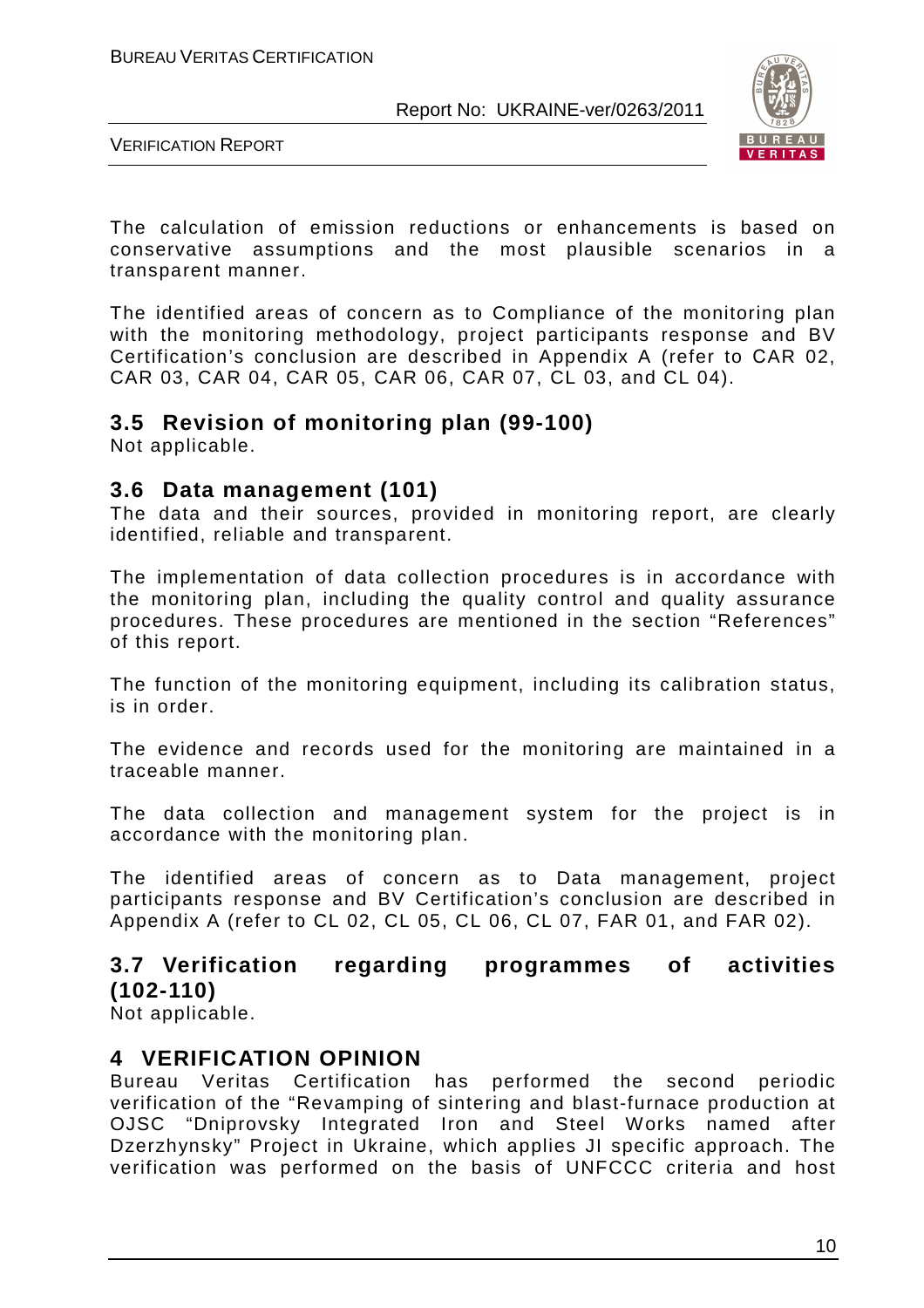The calculation of emission reductions or enhancements is based on conservative assumptions and the most plausible scenarios in a transparent manner.

The identified areas of concern as to Compliance of the monitoring plan with the monitoring methodology, project participants response and BV Certification's conclusion are described in Appendix A (refer to CAR 02, CAR 03, CAR 04, CAR 05, CAR 06, CAR 07, CL 03, and CL 04).

## 3.5 Revision of monitoring plan (99-100)

Not applicable.

## 3.6 Data management (101)

The data and their sources, provided in monitoring report, are clearly identified, reliable and transparent.

The implementation of data collection procedures is in accordance with the monitoring plan, including the quality control and quality assurance procedures. These procedures are mentioned in the section "References" of this report.

The function of the monitoring equipment, including its calibration status, is in order.

The evidence and records used for the monitoring are maintained in a traceable manner.

The data collection and management system for the project is in accordance with the monitoring plan.

The identified areas of concern as to Data management, project participants response and BV Certification's conclusion are described in Appendix A (refer to CL 02, CL 05, CL 06, CL 07, FAR 01, and FAR 02).

## 3.7 Verification regarding programmes of activities (102-110)

Not applicable.

# 4 VERIFICATION OPINION

Bureau Veritas Certification has performed the second periodic verification of the "Revamping of sintering and blast-furnace production at OJSC "Dniprovsky Integrated Iron and Steel Works named after Dzerzhynsky" Project in Ukraine, which applies JI specific approach. The verification was performed on the basis of UNFCCC criteria and host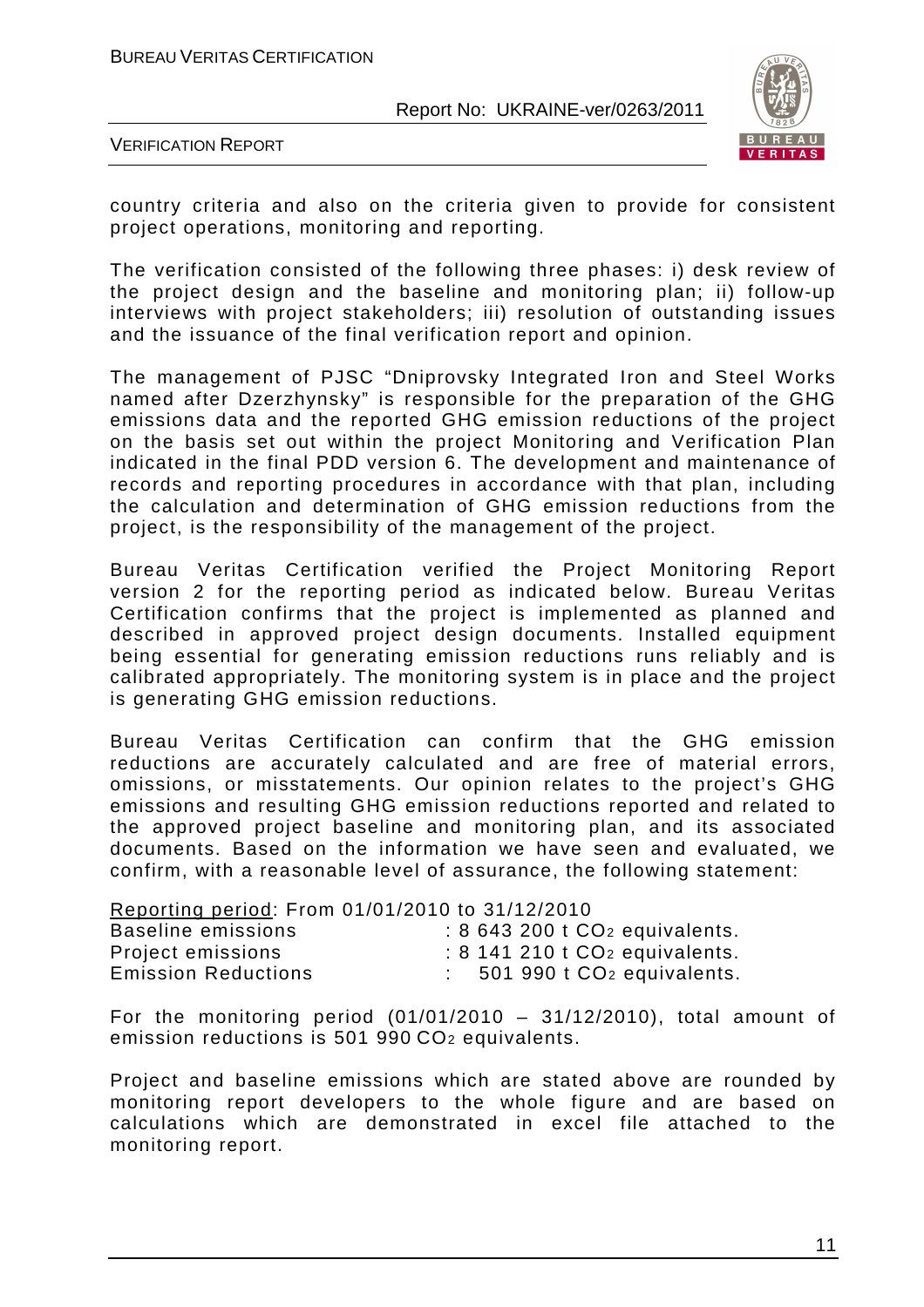country criteria and also on the criteria given to provide for consistent project operations, monitoring and reporting.

The verification consisted of the following three phases: i) desk review of the project design and the baseline and monitoring plan; ii) follow-up interviews with project stakeholders; iii) resolution of outstanding issues and the issuance of the final verification report and opinion.

The management of PJSC "Dniprovsky Integrated Iron and Steel Works named after Dzerzhynsky" is responsible for the preparation of the GHG emissions data and the reported GHG emission reductions of the project on the basis set out within the project Monitoring and Verification Plan indicated in the final PDD version 6. The development and maintenance of records and reporting procedures in accordance with that plan, including the calculation and determination of GHG emission reductions from the project, is the responsibility of the management of the project.

Bureau Veritas Certification verified the Project Monitoring Report version 2 for the reporting period as indicated below. Bureau Veritas Certification confirms that the project is implemented as planned and described in approved project design documents. Installed equipment being essential for generating emission reductions runs reliably and is calibrated appropriately. The monitoring system is in place and the project is generating GHG emission reductions.

Bureau Veritas Certification can confirm that the GHG emission reductions are accurately calculated and are free of material errors, omissions, or misstatements. Our opinion relates to the project's GHG emissions and resulting GHG emission reductions reported and related to the approved project baseline and monitoring plan, and its associated documents. Based on the information we have seen and evaluated, we confirm, with a reasonable level of assurance, the following statement:

Reporting period: From 01/01/2010 to 31/12/2010

Baseline emissions : 8 643 200 t $CO_2$ equivalents.
Project emissions : 8 141 210 t $CO_2$ equivalents.
Emission Reductions : 501 990 t $CO_2$ equivalents.

For the monitoring period (01/01/2010 – 31/12/2010), total amount of emission reductions is 501 990 $CO_2$ equivalents.

Project and baseline emissions which are stated above are rounded by monitoring report developers to the whole figure and are based on calculations which are demonstrated in excel file attached to the monitoring report.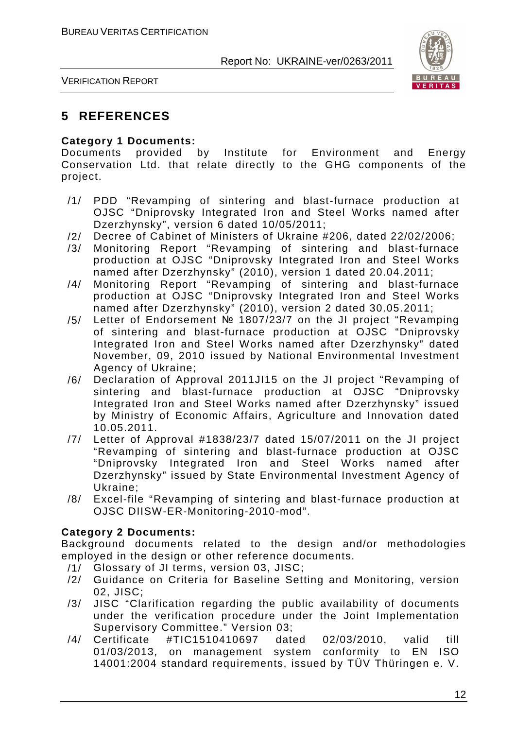# 5 REFERENCES

**Category 1 Documents:**
Documents provided by Institute for Environment and Energy Conservation Ltd. that relate directly to the GHG components of the project.

/1/ PDD “Revamping of sintering and blast-furnace production at OJSC “Dniprovsky Integrated Iron and Steel Works named after Dzerzhynsky”, version 6 dated 10/05/2011;
/2/ Decree of Cabinet of Ministers of Ukraine #206, dated 22/02/2006;
/3/ Monitoring Report “Revamping of sintering and blast-furnace production at OJSC “Dniprovsky Integrated Iron and Steel Works named after Dzerzhynsky” (2010), version 1 dated 20.04.2011;
/4/ Monitoring Report “Revamping of sintering and blast-furnace production at OJSC “Dniprovsky Integrated Iron and Steel Works named after Dzerzhynsky” (2010), version 2 dated 30.05.2011;
/5/ Letter of Endorsement № 1807/23/7 on the JI project “Revamping of sintering and blast-furnace production at OJSC “Dniprovsky Integrated Iron and Steel Works named after Dzerzhynsky” dated November, 09, 2010 issued by National Environmental Investment Agency of Ukraine;
/6/ Declaration of Approval 2011JI15 on the JI project “Revamping of sintering and blast-furnace production at OJSC “Dniprovsky Integrated Iron and Steel Works named after Dzerzhynsky” issued by Ministry of Economic Affairs, Agriculture and Innovation dated 10.05.2011.
/7/ Letter of Approval #1838/23/7 dated 15/07/2011 on the JI project “Revamping of sintering and blast-furnace production at OJSC “Dniprovsky Integrated Iron and Steel Works named after Dzerzhynsky” issued by State Environmental Investment Agency of Ukraine;
/8/ Excel-file “Revamping of sintering and blast-furnace production at OJSC DIISW-ER-Monitoring-2010-mod”.

**Category 2 Documents:**
Background documents related to the design and/or methodologies employed in the design or other reference documents.

/1/ Glossary of JI terms, version 03, JISC;
/2/ Guidance on Criteria for Baseline Setting and Monitoring, version 02, JISC;
/3/ JISC “Clarification regarding the public availability of documents under the verification procedure under the Joint Implementation Supervisory Committee.” Version 03;
/4/ Certificate #TIC1510410697 dated 02/03/2010, valid till 01/03/2013, on management system conformity to EN ISO 14001:2004 standard requirements, issued by TÜV Thüringen e. V.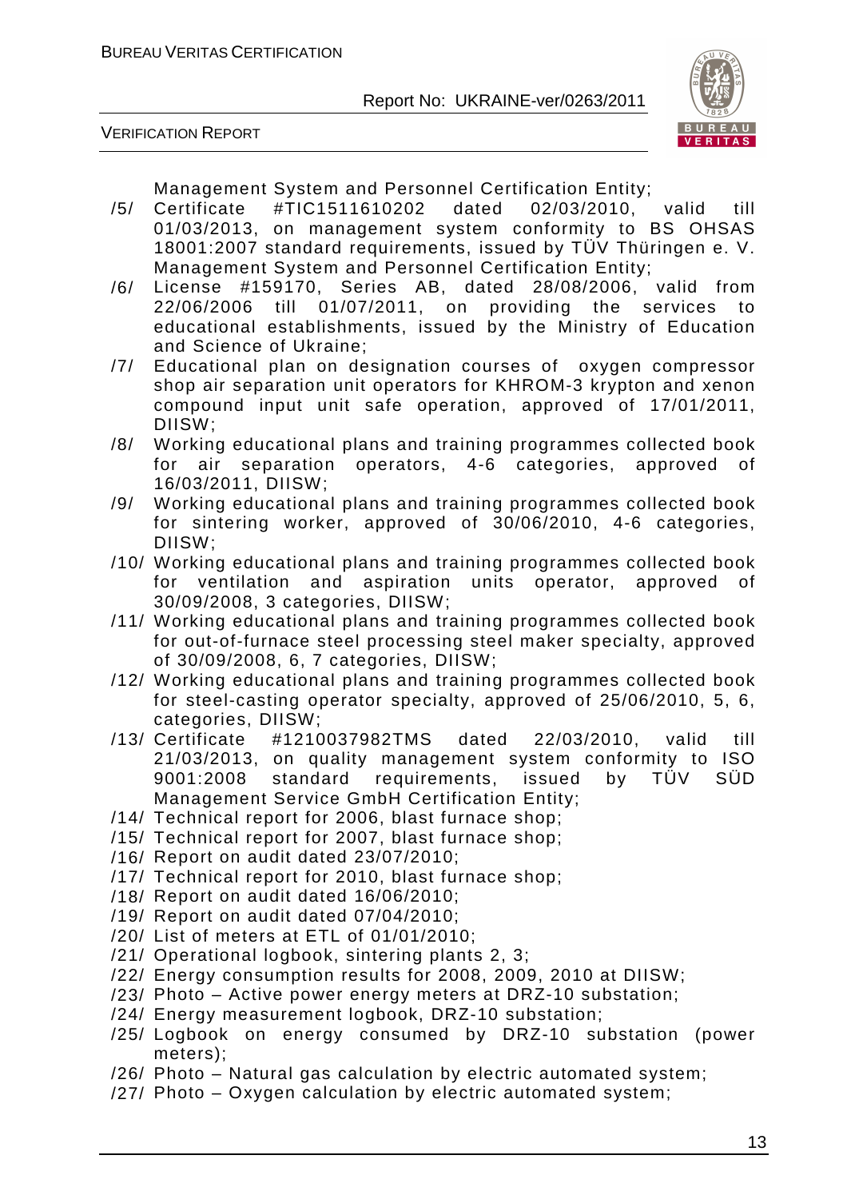Management System and Personnel Certification Entity;

/5/ Certificate #TIC1511610202 dated 02/03/2010, valid till 01/03/2013, on management system conformity to BS OHSAS 18001:2007 standard requirements, issued by TÜV Thüringen e. V. Management System and Personnel Certification Entity;

/6/ License #159170, Series AB, dated 28/08/2006, valid from 22/06/2006 till 01/07/2011, on providing the services to educational establishments, issued by the Ministry of Education and Science of Ukraine;

/7/ Educational plan on designation courses of oxygen compressor shop air separation unit operators for KHROM-3 krypton and xenon compound input unit safe operation, approved of 17/01/2011, DIISW;

/8/ Working educational plans and training programmes collected book for air separation operators, 4-6 categories, approved of 16/03/2011, DIISW;

/9/ Working educational plans and training programmes collected book for sintering worker, approved of 30/06/2010, 4-6 categories, DIISW;

/10/ Working educational plans and training programmes collected book for ventilation and aspiration units operator, approved of 30/09/2008, 3 categories, DIISW;

/11/ Working educational plans and training programmes collected book for out-of-furnace steel processing steel maker specialty, approved of 30/09/2008, 6, 7 categories, DIISW;

/12/ Working educational plans and training programmes collected book for steel-casting operator specialty, approved of 25/06/2010, 5, 6, categories, DIISW;

/13/ Certificate #1210037982TMS dated 22/03/2010, valid till 21/03/2013, on quality management system conformity to ISO 9001:2008 standard requirements, issued by TÜV SÜD Management Service GmbH Certification Entity;

/14/ Technical report for 2006, blast furnace shop;

/15/ Technical report for 2007, blast furnace shop;

/16/ Report on audit dated 23/07/2010;

/17/ Technical report for 2010, blast furnace shop;

/18/ Report on audit dated 16/06/2010;

/19/ Report on audit dated 07/04/2010;

/20/ List of meters at ETL of 01/01/2010;

/21/ Operational logbook, sintering plants 2, 3;

/22/ Energy consumption results for 2008, 2009, 2010 at DIISW;

/23/ Photo – Active power energy meters at DRZ-10 substation;

/24/ Energy measurement logbook, DRZ-10 substation;

/25/ Logbook on energy consumed by DRZ-10 substation (power meters);

/26/ Photo – Natural gas calculation by electric automated system;

/27/ Photo – Oxygen calculation by electric automated system;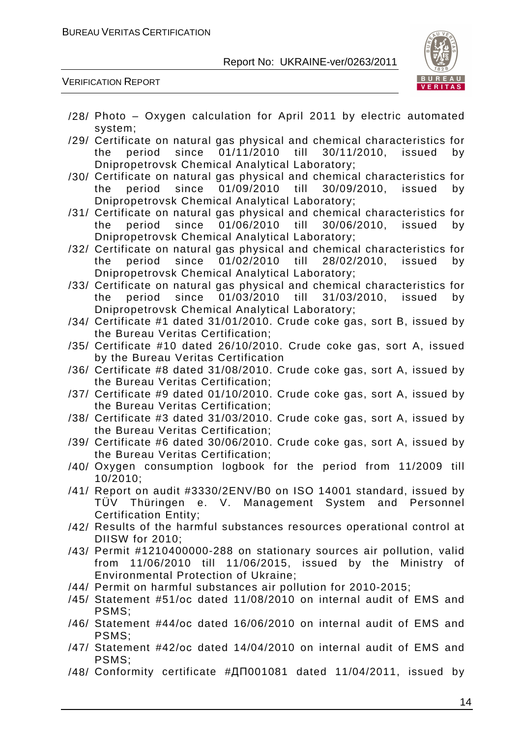/28/ Photo – Oxygen calculation for April 2011 by electric automated system;

/29/ Certificate on natural gas physical and chemical characteristics for the period since 01/11/2010 till 30/11/2010, issued by Dnipropetrovsk Chemical Analytical Laboratory;

/30/ Certificate on natural gas physical and chemical characteristics for the period since 01/09/2010 till 30/09/2010, issued by Dnipropetrovsk Chemical Analytical Laboratory;

/31/ Certificate on natural gas physical and chemical characteristics for the period since 01/06/2010 till 30/06/2010, issued by Dnipropetrovsk Chemical Analytical Laboratory;

/32/ Certificate on natural gas physical and chemical characteristics for the period since 01/02/2010 till 28/02/2010, issued by Dnipropetrovsk Chemical Analytical Laboratory;

/33/ Certificate on natural gas physical and chemical characteristics for the period since 01/03/2010 till 31/03/2010, issued by Dnipropetrovsk Chemical Analytical Laboratory;

/34/ Certificate #1 dated 31/01/2010. Crude coke gas, sort B, issued by the Bureau Veritas Certification;

/35/ Certificate #10 dated 26/10/2010. Crude coke gas, sort A, issued by the Bureau Veritas Certification

/36/ Certificate #8 dated 31/08/2010. Crude coke gas, sort A, issued by the Bureau Veritas Certification;

/37/ Certificate #9 dated 01/10/2010. Crude coke gas, sort A, issued by the Bureau Veritas Certification;

/38/ Certificate #3 dated 31/03/2010. Crude coke gas, sort A, issued by the Bureau Veritas Certification;

/39/ Certificate #6 dated 30/06/2010. Crude coke gas, sort A, issued by the Bureau Veritas Certification;

/40/ Oxygen consumption logbook for the period from 11/2009 till 10/2010;

/41/ Report on audit #3330/2ENV/B0 on ISO 14001 standard, issued by TÜV Thüringen e. V. Management System and Personnel Certification Entity;

/42/ Results of the harmful substances resources operational control at DIISW for 2010;

/43/ Permit #1210400000-288 on stationary sources air pollution, valid from 11/06/2010 till 11/06/2015, issued by the Ministry of Environmental Protection of Ukraine;

/44/ Permit on harmful substances air pollution for 2010-2015;

/45/ Statement #51/oc dated 11/08/2010 on internal audit of EMS and PSMS;

/46/ Statement #44/oc dated 16/06/2010 on internal audit of EMS and PSMS;

/47/ Statement #42/oc dated 14/04/2010 on internal audit of EMS and PSMS;

/48/ Conformity certificate #ДП001081 dated 11/04/2011, issued by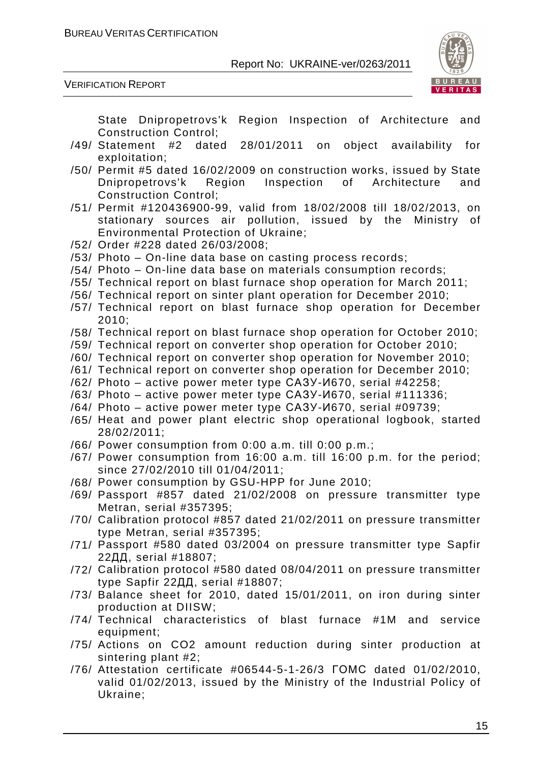State Dnipropetrovs'k Region Inspection of Architecture and Construction Control;

/49/ Statement #2 dated 28/01/2011 on object availability for exploitation;

/50/ Permit #5 dated 16/02/2009 on construction works, issued by State Dnipropetrovs'k Region Inspection of Architecture and Construction Control;

/51/ Permit #120436900-99, valid from 18/02/2008 till 18/02/2013, on stationary sources air pollution, issued by the Ministry of Environmental Protection of Ukraine;

/52/ Order #228 dated 26/03/2008;

/53/ Photo – On-line data base on casting process records;

/54/ Photo – On-line data base on materials consumption records;

/55/ Technical report on blast furnace shop operation for March 2011;

/56/ Technical report on sinter plant operation for December 2010;

/57/ Technical report on blast furnace shop operation for December 2010;

/58/ Technical report on blast furnace shop operation for October 2010;

/59/ Technical report on converter shop operation for October 2010;

/60/ Technical report on converter shop operation for November 2010;

/61/ Technical report on converter shop operation for December 2010;

/62/ Photo – active power meter type САЗУ-И670, serial #42258;

/63/ Photo – active power meter type САЗУ-И670, serial #111336;

/64/ Photo – active power meter type САЗУ-И670, serial #09739;

/65/ Heat and power plant electric shop operational logbook, started 28/02/2011;

/66/ Power consumption from 0:00 a.m. till 0:00 p.m.;

/67/ Power consumption from 16:00 a.m. till 16:00 p.m. for the period; since 27/02/2010 till 01/04/2011;

/68/ Power consumption by GSU-HPP for June 2010;

/69/ Passport #857 dated 21/02/2008 on pressure transmitter type Metran, serial #357395;

/70/ Calibration protocol #857 dated 21/02/2011 on pressure transmitter type Metran, serial #357395;

/71/ Passport #580 dated 03/2004 on pressure transmitter type Sapfir 22ДД, serial #18807;

/72/ Calibration protocol #580 dated 08/04/2011 on pressure transmitter type Sapfir 22ДД, serial #18807;

/73/ Balance sheet for 2010, dated 15/01/2011, on iron during sinter production at DIISW;

/74/ Technical characteristics of blast furnace #1M and service equipment;

/75/ Actions on CO2 amount reduction during sinter production at sintering plant #2;

/76/ Attestation certificate #06544-5-1-26/3 ГОМС dated 01/02/2010, valid 01/02/2013, issued by the Ministry of the Industrial Policy of Ukraine;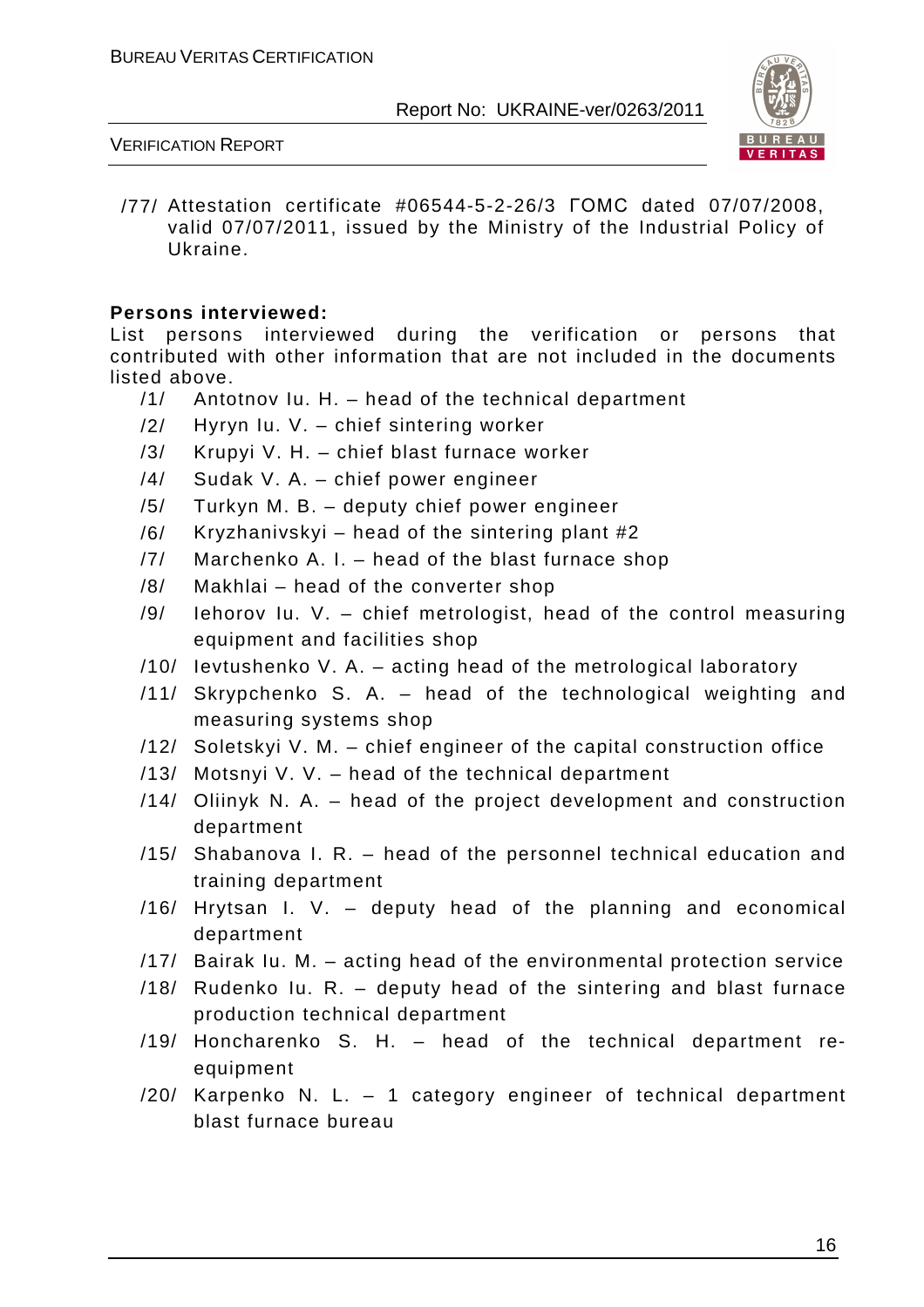/77/ Attestation certificate #06544-5-2-26/3 ГОМС dated 07/07/2008, valid 07/07/2011, issued by the Ministry of the Industrial Policy of Ukraine.

**Persons interviewed:**

List persons interviewed during the verification or persons that contributed with other information that are not included in the documents listed above.

/1/ Antotnov Iu. H. – head of the technical department

/2/ Hyryn Iu. V. – chief sintering worker

/3/ Krupyi V. H. – chief blast furnace worker

/4/ Sudak V. A. – chief power engineer

/5/ Turkyn M. B. – deputy chief power engineer

/6/ Kryzhanivskyi – head of the sintering plant #2

/7/ Marchenko A. I. – head of the blast furnace shop

/8/ Makhlai – head of the converter shop

/9/ Iehorov Iu. V. – chief metrologist, head of the control measuring equipment and facilities shop

/10/ Ievtushenko V. A. – acting head of the metrological laboratory

/11/ Skrypchenko S. A. – head of the technological weighting and measuring systems shop

/12/ Soletskyi V. M. – chief engineer of the capital construction office

/13/ Motsnyi V. V. – head of the technical department

/14/ Oliinyk N. A. – head of the project development and construction department

/15/ Shabanova I. R. – head of the personnel technical education and training department

/16/ Hrytsan I. V. – deputy head of the planning and economical department

/17/ Bairak Iu. M. – acting head of the environmental protection service

/18/ Rudenko Iu. R. – deputy head of the sintering and blast furnace production technical department

/19/ Honcharenko S. H. – head of the technical department re-equipment

/20/ Karpenko N. L. – 1 category engineer of technical department blast furnace bureau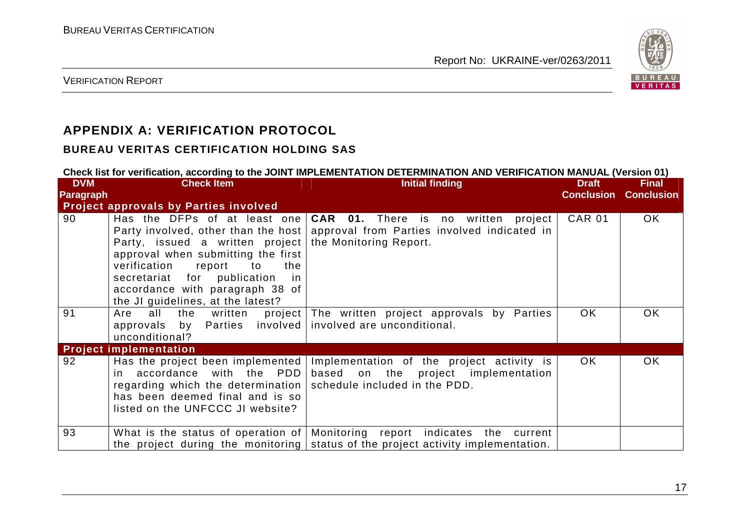## APPENDIX A: VERIFICATION PROTOCOL

### BUREAU VERITAS CERTIFICATION HOLDING SAS

**Check list for verification, according to the JOINT IMPLEMENTATION DETERMINATION AND VERIFICATION MANUAL (Version 01)**

| DVM Paragraph | Check Item | Initial finding | Draft Conclusion | Final Conclusion |
|---|---|---|---|---|
| **Project approvals by Parties involved** | | | | |
| 90 | Has the DFPs of at least one Party involved, other than the host Party, issued a written project approval when submitting the first verification report to the secretariat for publication in accordance with paragraph 38 of the JI guidelines, at the latest? | **CAR 01.** There is no written project approval from Parties involved indicated in the Monitoring Report. | CAR 01 | OK |
| 91 | Are all the written project approvals by Parties involved unconditional? | The written project approvals by Parties involved are unconditional. | OK | OK |
| **Project implementation** | | | | |
| 92 | Has the project been implemented in accordance with the PDD regarding which the determination has been deemed final and is so listed on the UNFCCC JI website? | Implementation of the project activity is based on the project implementation schedule included in the PDD. | OK | OK |
| 93 | What is the status of operation of the project during the monitoring | Monitoring report indicates the current status of the project activity implementation. | | |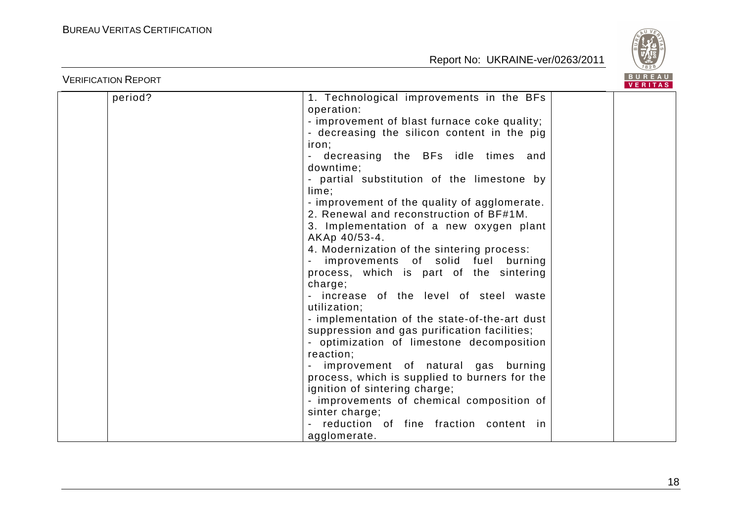| | | | | |
|---|---|---|---|---|
| | period? | 1. Technological improvements in the BFs operation:<br>- improvement of blast furnace coke quality;<br>- decreasing the silicon content in the pig iron;<br>- decreasing the BFs idle times and downtime;<br>- partial substitution of the limestone by lime;<br>- improvement of the quality of agglomerate.<br>2. Renewal and reconstruction of BF#1M.<br>3. Implementation of a new oxygen plant AKAp 40/53-4.<br>4. Modernization of the sintering process:<br>- improvements of solid fuel burning process, which is part of the sintering charge;<br>- increase of the level of steel waste utilization;<br>- implementation of the state-of-the-art dust suppression and gas purification facilities;<br>- optimization of limestone decomposition reaction;<br>- improvement of natural gas burning process, which is supplied to burners for the ignition of sintering charge;<br>- improvements of chemical composition of sinter charge;<br>- reduction of fine fraction content in agglomerate. | | |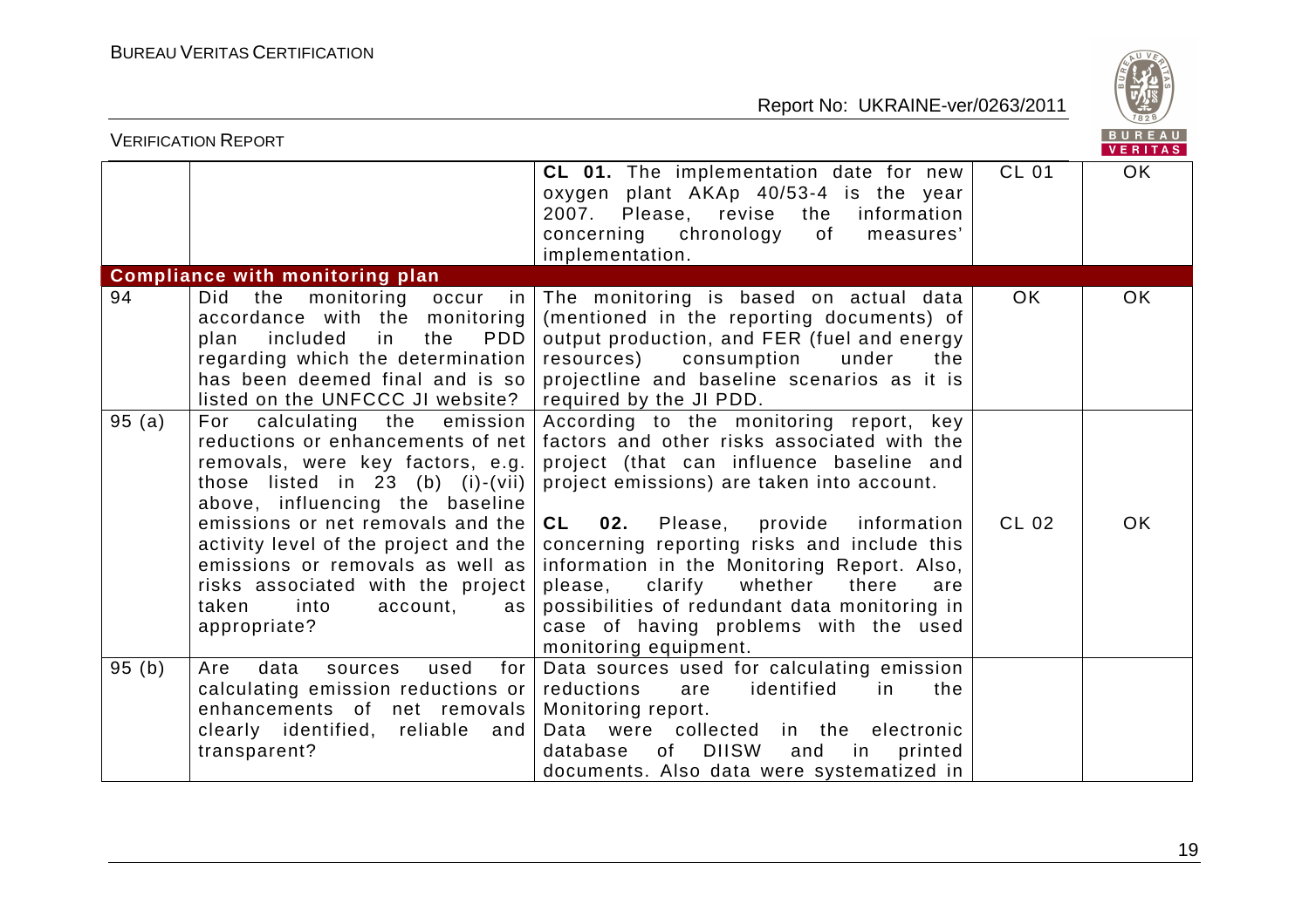| | | | | |
|---|---|---|---|---|
| | | **CL 01.** The implementation date for new oxygen plant AKAp 40/53-4 is the year 2007. Please, revise the information concerning chronology of measures' implementation. | CL 01 | OK |
| **Compliance with monitoring plan** | | | | |
| 94 | Did the monitoring occur in accordance with the monitoring plan included in the PDD regarding which the determination has been deemed final and is so listed on the UNFCCC JI website? | The monitoring is based on actual data (mentioned in the reporting documents) of output production, and FER (fuel and energy resources) consumption under the projectline and baseline scenarios as it is required by the JI PDD. | OK | OK |
| 95 (a) | For calculating the emission reductions or enhancements of net removals, were key factors, e.g. those listed in 23 (b) (i)-(vii) above, influencing the baseline emissions or net removals and the activity level of the project and the emissions or removals as well as risks associated with the project taken into account, as appropriate? | According to the monitoring report, key factors and other risks associated with the project (that can influence baseline and project emissions) are taken into account.<br><br>**CL 02.** Please, provide information concerning reporting risks and include this information in the Monitoring Report. Also, please, clarify whether there are possibilities of redundant data monitoring in case of having problems with the used monitoring equipment. | CL 02 | OK |
| 95 (b) | Are data sources used for calculating emission reductions or enhancements of net removals clearly identified, reliable and transparent? | Data sources used for calculating emission reductions are identified in the Monitoring report.<br>Data were collected in the electronic database of DIISW and in printed documents. Also data were systematized in | | |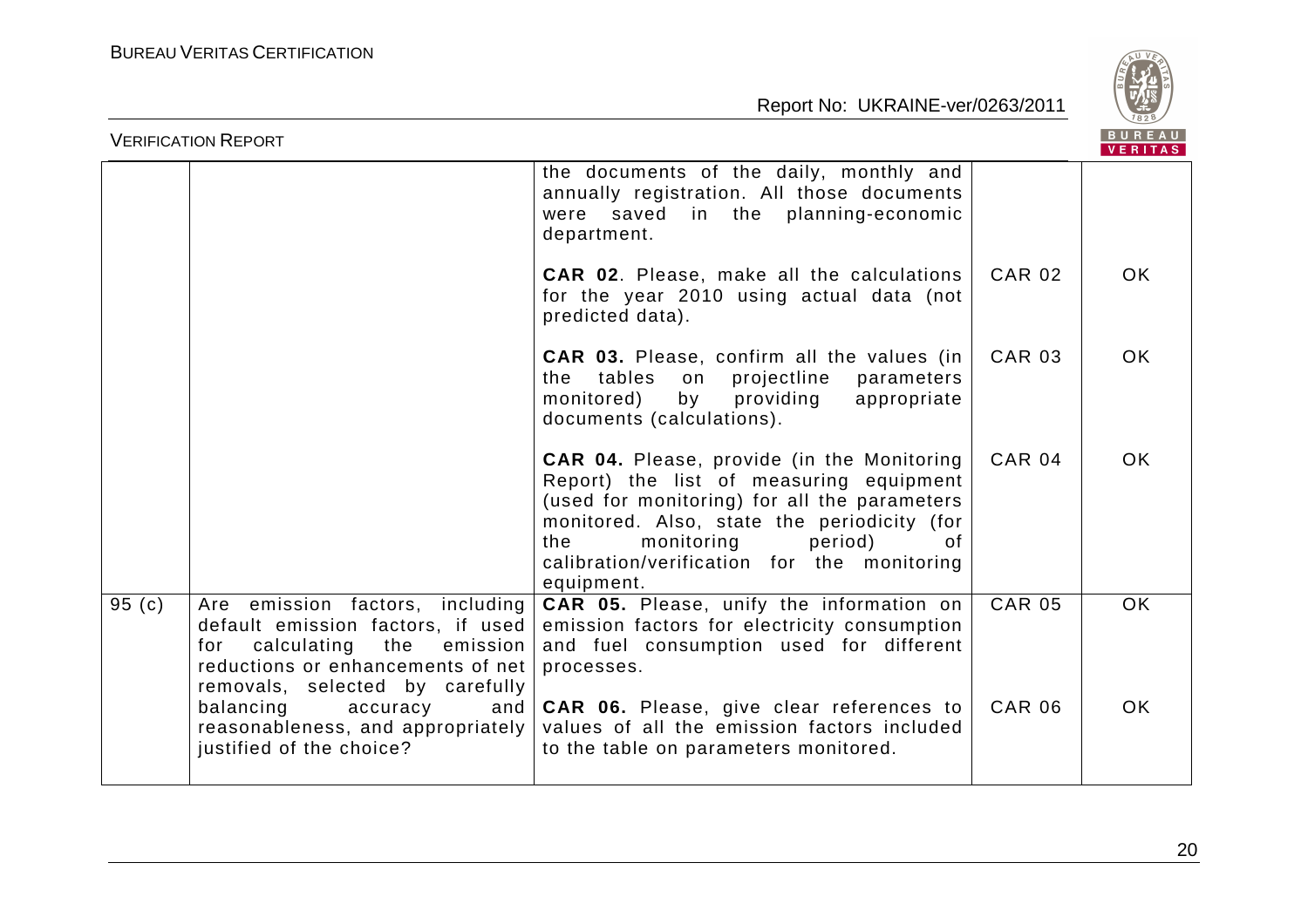| | | | | |
|---|---|---|---|---|
| | | the documents of the daily, monthly and annually registration. All those documents were saved in the planning-economic department.<br><br>**CAR 02**. Please, make all the calculations for the year 2010 using actual data (not predicted data). | CAR 02 | OK |
| | | **CAR 03.** Please, confirm all the values (in the tables on projectline parameters monitored) by providing appropriate documents (calculations). | CAR 03 | OK |
| | | **CAR 04.** Please, provide (in the Monitoring Report) the list of measuring equipment (used for monitoring) for all the parameters monitored. Also, state the periodicity (for the monitoring period) of calibration/verification for the monitoring equipment. | CAR 04 | OK |
| 95 (c) | Are emission factors, including default emission factors, if used for calculating the emission reductions or enhancements of net removals, selected by carefully balancing accuracy and reasonableness, and appropriately justified of the choice? | **CAR 05.** Please, unify the information on emission factors for electricity consumption and fuel consumption used for different processes. | CAR 05 | OK |
| | | **CAR 06.** Please, give clear references to values of all the emission factors included to the table on parameters monitored. | CAR 06 | OK |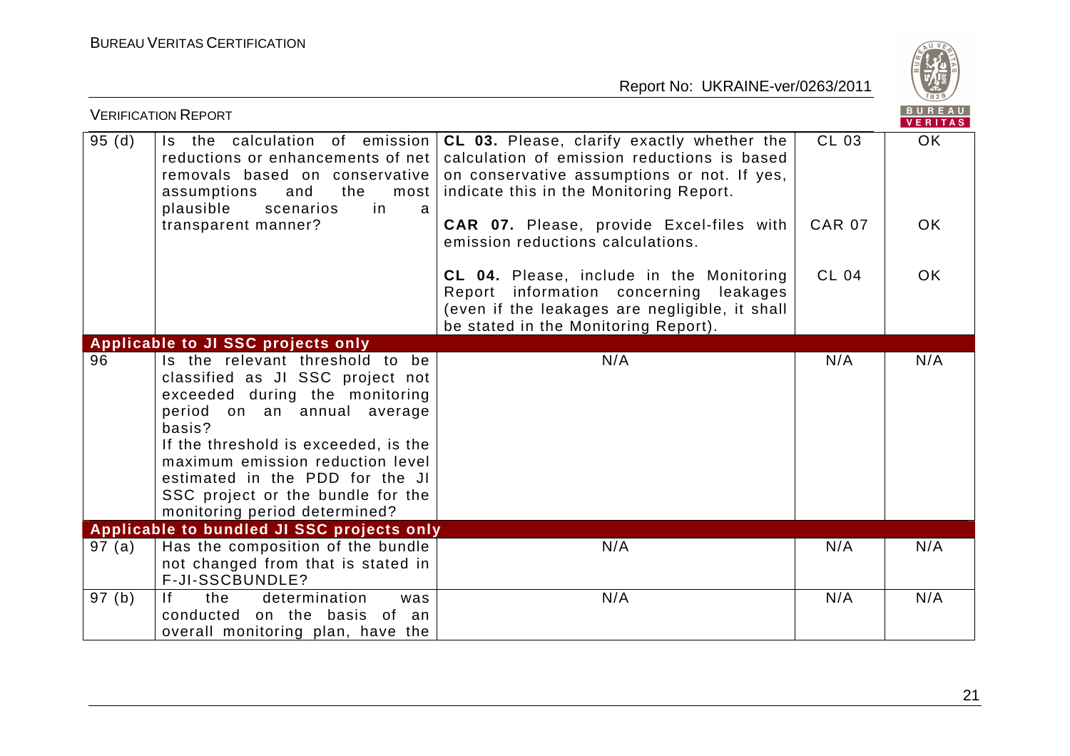| 95 (d) | Is the calculation of emission reductions or enhancements of net removals based on conservative assumptions and the most plausible scenarios in a transparent manner? | **CL 03.** Please, clarify exactly whether the calculation of emission reductions is based on conservative assumptions or not. If yes, indicate this in the Monitoring Report. | CL 03 | OK |
|---|---|---|---|---|
| | | **CAR 07.** Please, provide Excel-files with emission reductions calculations. | CAR 07 | OK |
| | | **CL 04.** Please, include in the Monitoring Report information concerning leakages (even if the leakages are negligible, it shall be stated in the Monitoring Report). | CL 04 | OK |
| **Applicable to JI SSC projects only** | | | | |
| 96 | Is the relevant threshold to be classified as JI SSC project not exceeded during the monitoring period on an annual average basis?<br>If the threshold is exceeded, is the maximum emission reduction level estimated in the PDD for the JI SSC project or the bundle for the monitoring period determined? | N/A | N/A | N/A |
| **Applicable to bundled JI SSC projects only** | | | | |
| 97 (a) | Has the composition of the bundle not changed from that is stated in F-JI-SSCBUNDLE? | N/A | N/A | N/A |
| 97 (b) | If the determination was conducted on the basis of an overall monitoring plan, have the | N/A | N/A | N/A |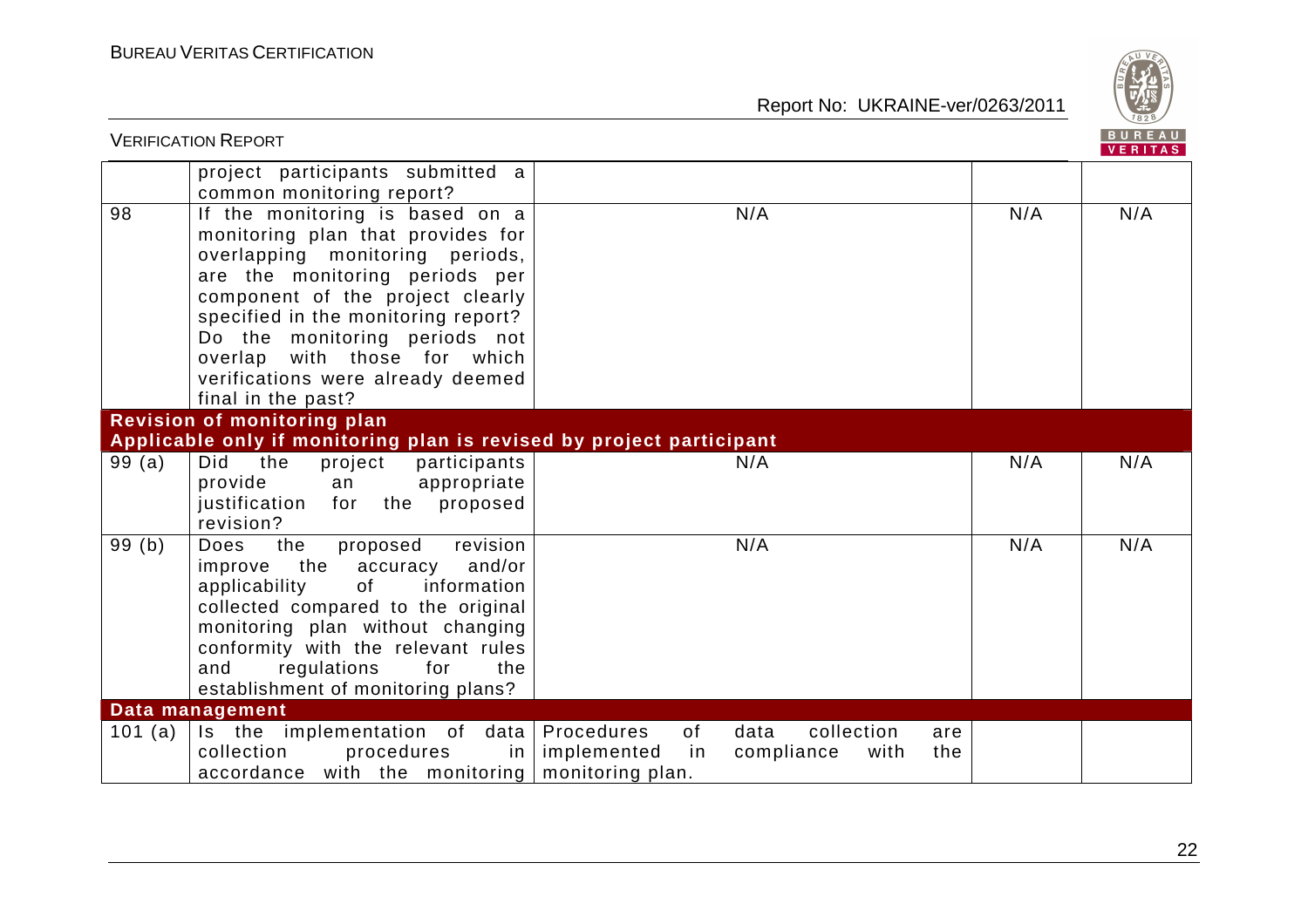| | | | | |
|---|---|---|---|---|
| | project participants submitted a common monitoring report? | | | |
| 98 | If the monitoring is based on a monitoring plan that provides for overlapping monitoring periods, are the monitoring periods per component of the project clearly specified in the monitoring report? Do the monitoring periods not overlap with those for which verifications were already deemed final in the past? | N/A | N/A | N/A |
| **Revision of monitoring plan** **Applicable only if monitoring plan is revised by project participant** | | | | |
| 99 (a) | Did the project participants provide an appropriate justification for the proposed revision? | N/A | N/A | N/A |
| 99 (b) | Does the proposed revision improve the accuracy and/or applicability of information collected compared to the original monitoring plan without changing conformity with the relevant rules and regulations for the establishment of monitoring plans? | N/A | N/A | N/A |
| **Data management** | | | | |
| 101 (a) | Is the implementation of data collection procedures in accordance with the monitoring | Procedures of data collection are implemented in compliance with the monitoring plan. | | |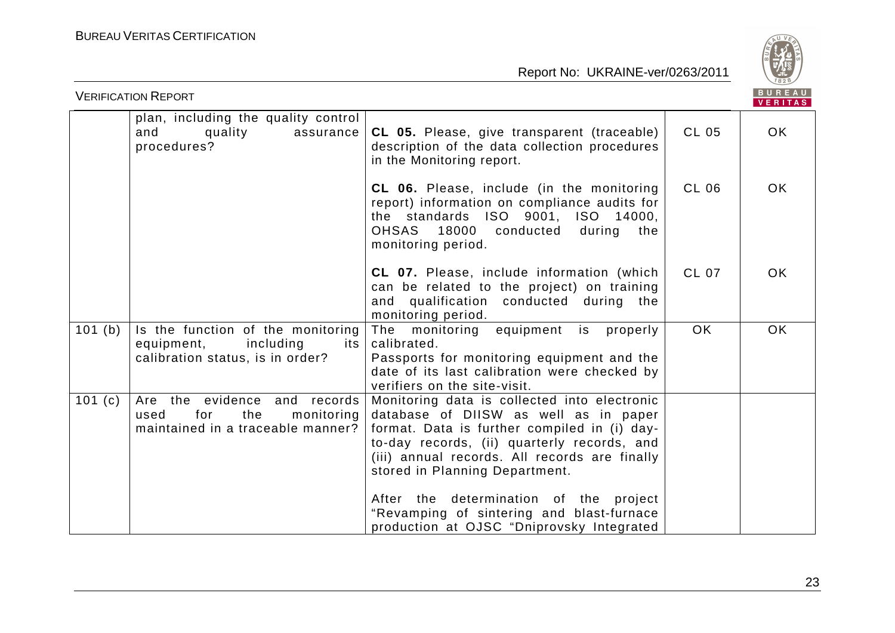| | | | | |
|---|---|---|---|---|
| | plan, including the quality control and quality assurance procedures? | **CL 05.** Please, give transparent (traceable) description of the data collection procedures in the Monitoring report.<br><br>**CL 06.** Please, include (in the monitoring report) information on compliance audits for the standards ISO 9001, ISO 14000, OHSAS 18000 conducted during the monitoring period.<br><br>**CL 07.** Please, include information (which can be related to the project) on training and qualification conducted during the monitoring period. | CL 05<br><br>CL 06<br><br>CL 07 | OK<br><br>OK<br><br>OK |
| 101 (b) | Is the function of the monitoring equipment, including its calibration status, is in order? | The monitoring equipment is properly calibrated.<br>Passports for monitoring equipment and the date of its last calibration were checked by verifiers on the site-visit. | OK | OK |
| 101 (c) | Are the evidence and records used for the monitoring maintained in a traceable manner? | Monitoring data is collected into electronic database of DIISW as well as in paper format. Data is further compiled in (i) day-to-day records, (ii) quarterly records, and (iii) annual records. All records are finally stored in Planning Department.<br><br>After the determination of the project "Revamping of sintering and blast-furnace production at OJSC "Dniprovsky Integrated | | |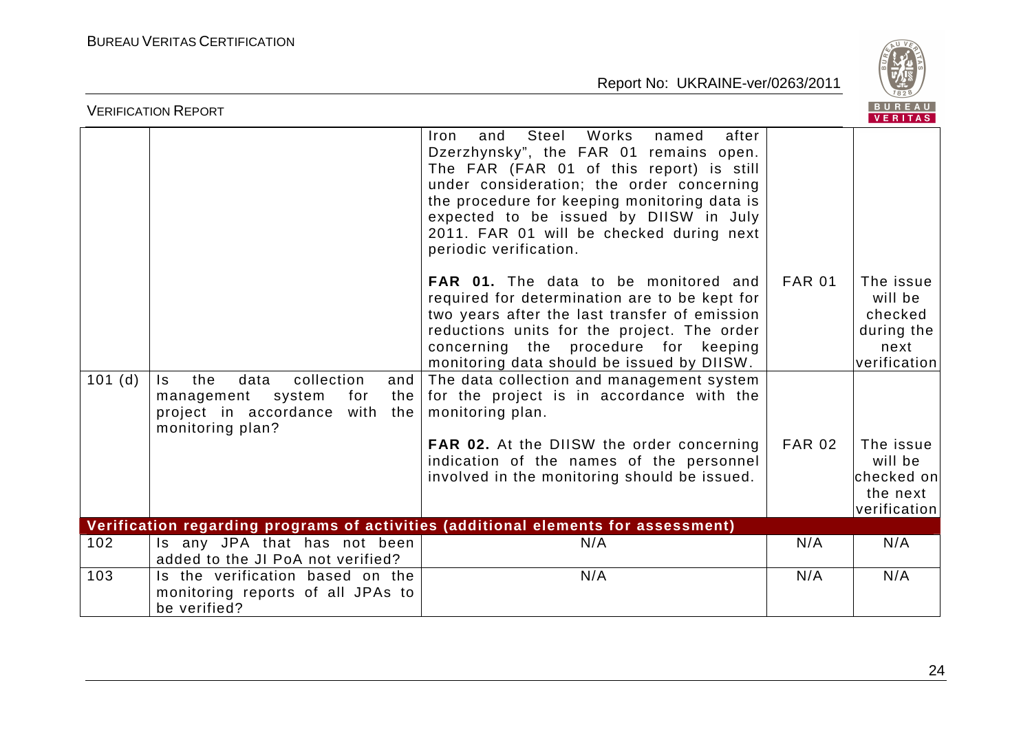| | | | | |
|---|---|---|---|---|
| | | Iron and Steel Works named after Dzerzhynsky", the FAR 01 remains open. The FAR (FAR 01 of this report) is still under consideration; the order concerning the procedure for keeping monitoring data is expected to be issued by DIISW in July 2011. FAR 01 will be checked during next periodic verification. | | |
| | | **FAR 01.** The data to be monitored and required for determination are to be kept for two years after the last transfer of emission reductions units for the project. The order concerning the procedure for keeping monitoring data should be issued by DIISW. | FAR 01 | The issue will be checked during the next verification |
| 101 (d) | Is the data collection and management system for the project in accordance with the monitoring plan? | The data collection and management system for the project is in accordance with the monitoring plan. | | |
| | | **FAR 02.** At the DIISW the order concerning indication of the names of the personnel involved in the monitoring should be issued. | FAR 02 | The issue will be checked on the next verification |
| **Verification regarding programs of activities (additional elements for assessment)** | | | | |
| 102 | Is any JPA that has not been added to the JI PoA not verified? | N/A | N/A | N/A |
| 103 | Is the verification based on the monitoring reports of all JPAs to be verified? | N/A | N/A | N/A |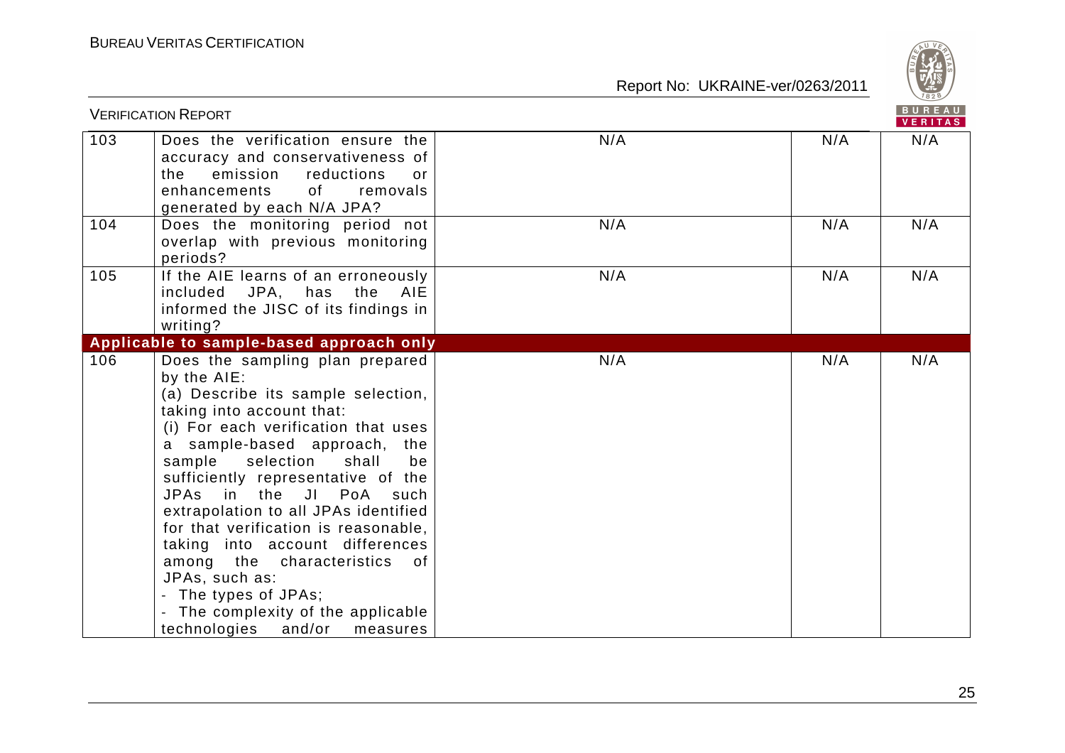| 103 | Does the verification ensure the accuracy and conservativeness of the emission reductions or enhancements of removals generated by each N/A JPA? | N/A | N/A | N/A |
|---|---|---|---|---|
| 104 | Does the monitoring period not overlap with previous monitoring periods? | N/A | N/A | N/A |
| 105 | If the AIE learns of an erroneously included JPA, has the AIE informed the JISC of its findings in writing? | N/A | N/A | N/A |
| **Applicable to sample-based approach only** | | | | |
| 106 | Does the sampling plan prepared by the AIE:<br>(a) Describe its sample selection, taking into account that:<br>(i) For each verification that uses a sample-based approach, the sample selection shall be sufficiently representative of the JPAs in the JI PoA such extrapolation to all JPAs identified for that verification is reasonable, taking into account differences among the characteristics of JPAs, such as:<br>- The types of JPAs;<br>- The complexity of the applicable technologies and/or measures | N/A | N/A | N/A |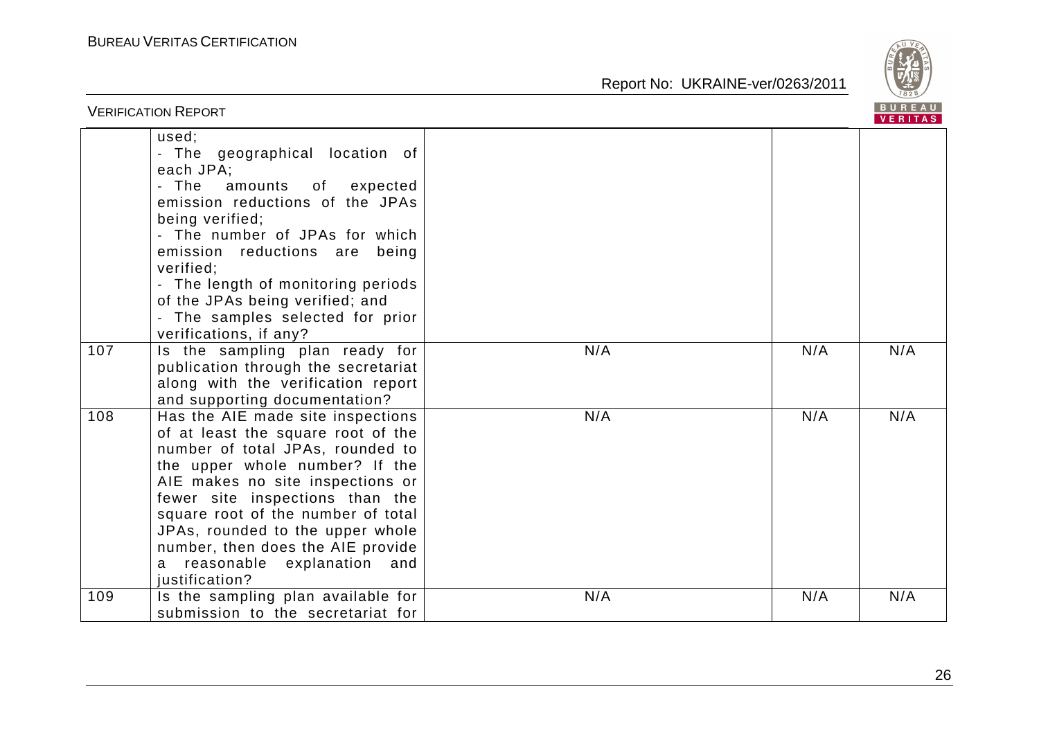| | | | | |
|---|---|---|---|---|
| | used;<br>- The geographical location of each JPA;<br>- The amounts of expected emission reductions of the JPAs being verified;<br>- The number of JPAs for which emission reductions are being verified;<br>- The length of monitoring periods of the JPAs being verified; and<br>- The samples selected for prior verifications, if any? | | | |
| 107 | Is the sampling plan ready for publication through the secretariat along with the verification report and supporting documentation? | N/A | N/A | N/A |
| 108 | Has the AIE made site inspections of at least the square root of the number of total JPAs, rounded to the upper whole number? If the AIE makes no site inspections or fewer site inspections than the square root of the number of total JPAs, rounded to the upper whole number, then does the AIE provide a reasonable explanation and justification? | N/A | N/A | N/A |
| 109 | Is the sampling plan available for submission to the secretariat for | N/A | N/A | N/A |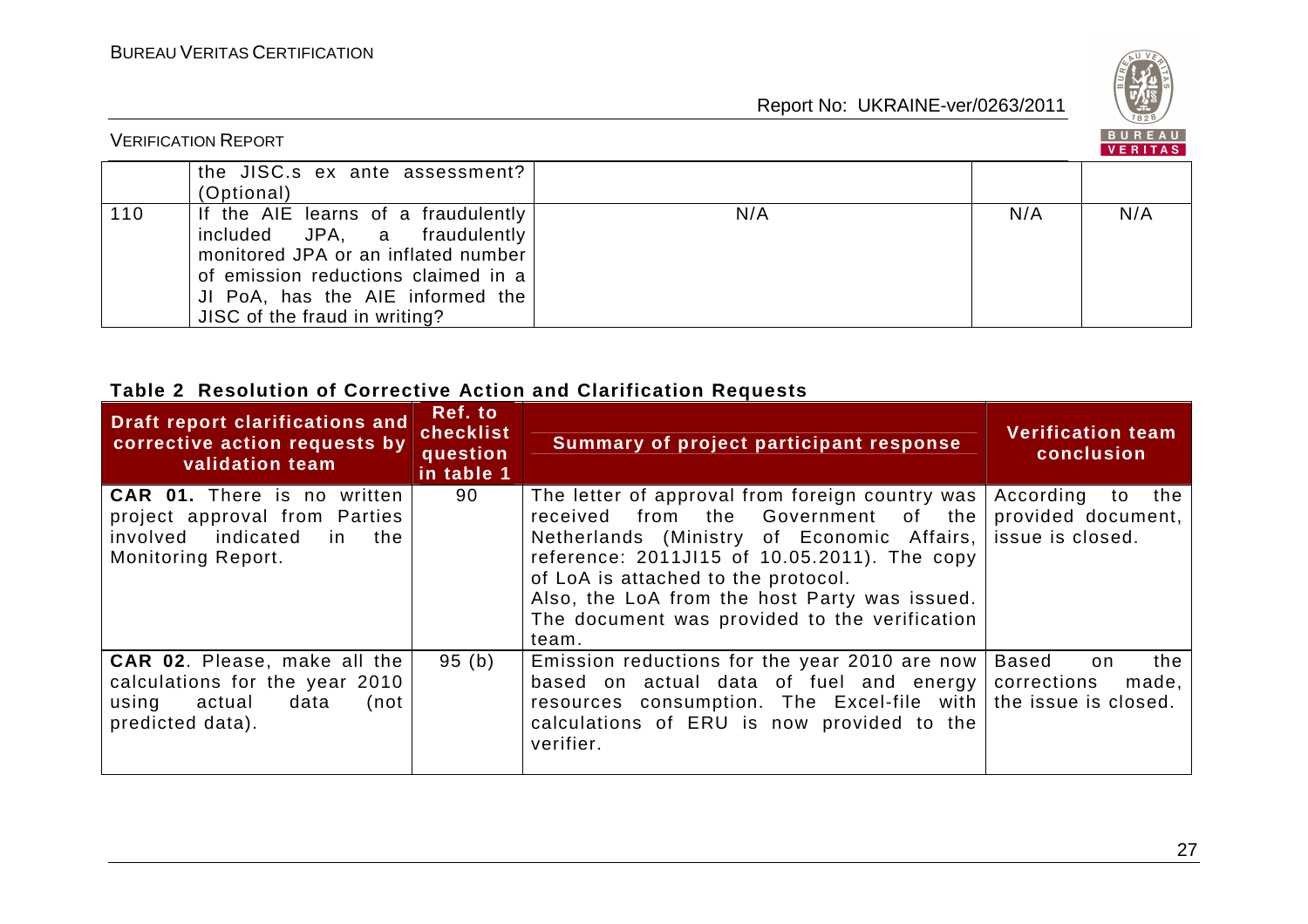|  | the JISC.s ex ante assessment? (Optional) |  |  |  |
|---|---|---|---|---|
| 110 | If the AIE learns of a fraudulently included JPA, a fraudulently monitored JPA or an inflated number of emission reductions claimed in a JI PoA, has the AIE informed the JISC of the fraud in writing? | N/A | N/A | N/A |

**Table 2 Resolution of Corrective Action and Clarification Requests**

| Draft report clarifications and corrective action requests by validation team | Ref. to checklist question in table 1 | Summary of project participant response | Verification team conclusion |
|---|---|---|---|
| **CAR 01.** There is no written project approval from Parties involved indicated in the Monitoring Report. | 90 | The letter of approval from foreign country was received from the Government of the Netherlands (Ministry of Economic Affairs, reference: 2011JI15 of 10.05.2011). The copy of LoA is attached to the protocol.<br>Also, the LoA from the host Party was issued. The document was provided to the verification team. | According to the provided document, issue is closed. |
| **CAR 02**. Please, make all the calculations for the year 2010 using actual data (not predicted data). | 95 (b) | Emission reductions for the year 2010 are now based on actual data of fuel and energy resources consumption. The Excel-file with calculations of ERU is now provided to the verifier. | Based on the corrections made, the issue is closed. |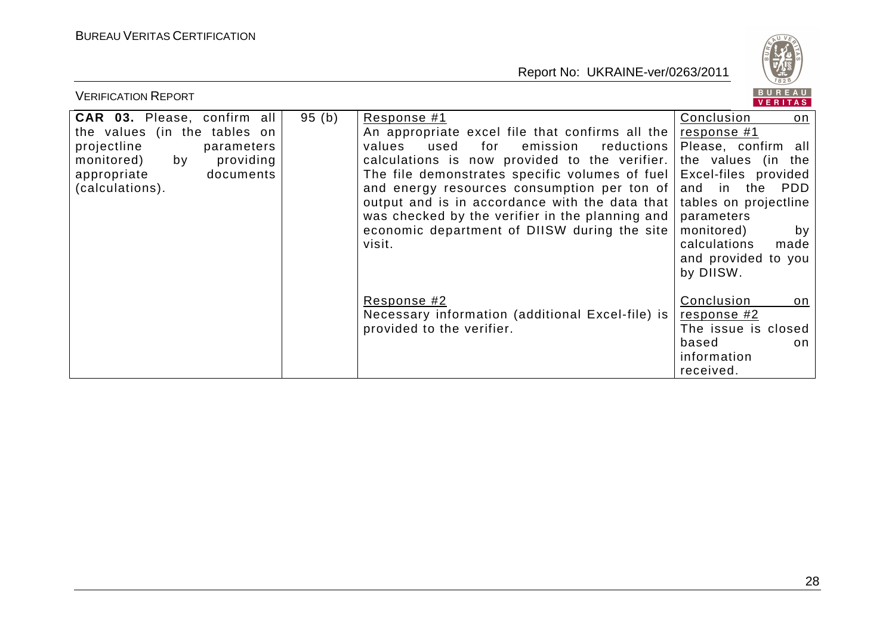| | | | |
|---|---|---|---|
| **CAR 03.** Please, confirm all the values (in the tables on projectline parameters monitored) by providing appropriate documents (calculations). | 95 (b) | Response #1<br>An appropriate excel file that confirms all the values used for emission reductions calculations is now provided to the verifier. The file demonstrates specific volumes of fuel and energy resources consumption per ton of output and is in accordance with the data that was checked by the verifier in the planning and economic department of DIISW during the site visit. | Conclusion on response #1<br>Please, confirm all the values (in the Excel-files provided and in the PDD tables on projectline parameters monitored) by calculations made and provided to you by DIISW. |
| | | Response #2<br>Necessary information (additional Excel-file) is provided to the verifier. | Conclusion on response #2<br>The issue is closed based on information received. |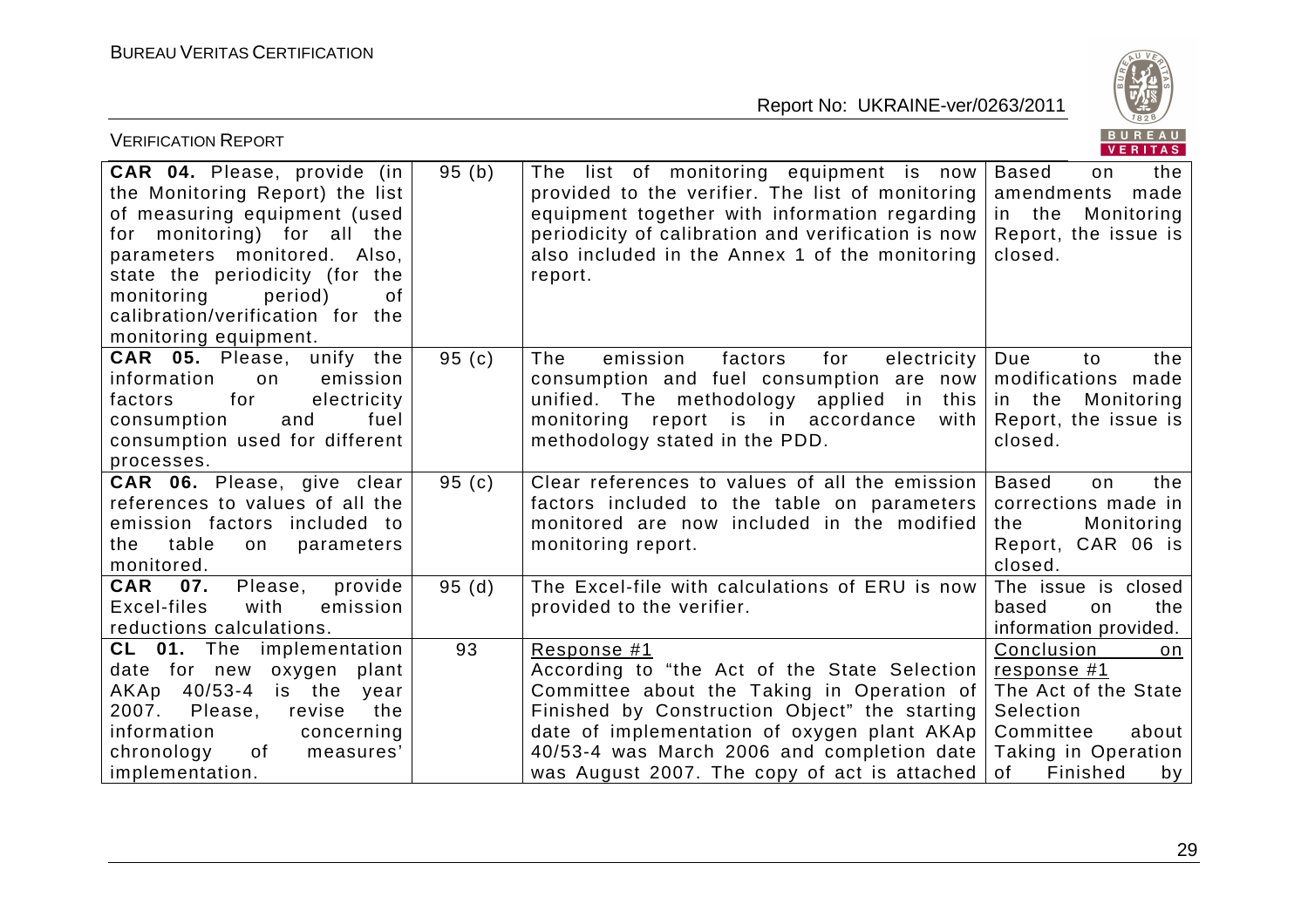| **CAR 04.** Please, provide (in the Monitoring Report) the list of measuring equipment (used for monitoring) for all the parameters monitored. Also, state the periodicity (for the monitoring period) of calibration/verification for the monitoring equipment. | 95 (b) | The list of monitoring equipment is now provided to the verifier. The list of monitoring equipment together with information regarding periodicity of calibration and verification is now also included in the Annex 1 of the monitoring report. | Based on the amendments made in the Monitoring Report, the issue is closed. |
|---|---|---|---|
| **CAR 05.** Please, unify the information on emission factors for electricity consumption and fuel consumption used for different processes. | 95 (c) | The emission factors for electricity consumption and fuel consumption are now unified. The methodology applied in this monitoring report is in accordance with methodology stated in the PDD. | Due to the modifications made in the Monitoring Report, the issue is closed. |
| **CAR 06.** Please, give clear references to values of all the emission factors included to the table on parameters monitored. | 95 (c) | Clear references to values of all the emission factors included to the table on parameters monitored are now included in the modified monitoring report. | Based on corrections made in the Monitoring Report, CAR 06 is closed. |
| **CAR 07.** Please, provide Excel-files with emission reductions calculations. | 95 (d) | The Excel-file with calculations of ERU is now provided to the verifier. | The issue is closed based on the information provided. |
| **CL 01.** The implementation date for new oxygen plant AKAp 40/53-4 is the year 2007. Please, revise the information concerning chronology of measures' implementation. | 93 | Response #1<br>According to "the Act of the State Selection Committee about the Taking in Operation of Finished by Construction Object" the starting date of implementation of oxygen plant AKAp 40/53-4 was March 2006 and completion date was August 2007. The copy of act is attached | Conclusion on response #1<br>The Act of the State Selection Committee about Taking in Operation of Finished by |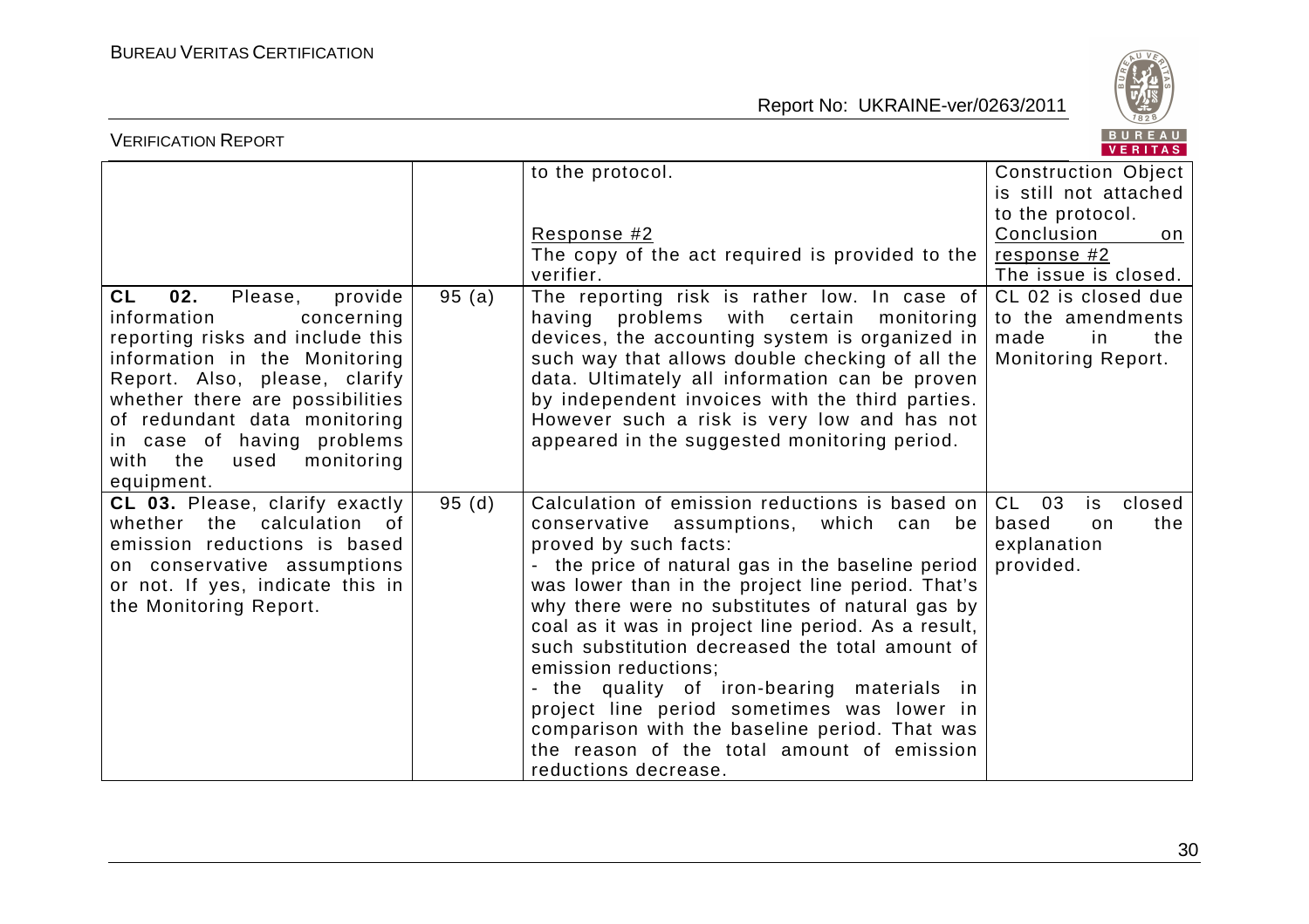| | | | |
|---|---|---|---|
| | | to the protocol.<br><br><u>Response #2</u><br>The copy of the act required is provided to the verifier. | Construction Object is still not attached to the protocol.<br><u>Conclusion on response #2</u><br>The issue is closed. |
| **CL 02.** Please, provide information concerning reporting risks and include this information in the Monitoring Report. Also, please, clarify whether there are possibilities of redundant data monitoring in case of having problems with the used monitoring equipment. | 95 (a) | The reporting risk is rather low. In case of having problems with certain monitoring devices, the accounting system is organized in such way that allows double checking of all the data. Ultimately all information can be proven by independent invoices with the third parties. However such a risk is very low and has not appeared in the suggested monitoring period. | CL 02 is closed due to the amendments made in the Monitoring Report. |
| **CL 03.** Please, clarify exactly whether the calculation of emission reductions is based on conservative assumptions or not. If yes, indicate this in the Monitoring Report. | 95 (d) | Calculation of emission reductions is based on conservative assumptions, which can be proved by such facts:<br>- the price of natural gas in the baseline period was lower than in the project line period. That's why there were no substitutes of natural gas by coal as it was in project line period. As a result, such substitution decreased the total amount of emission reductions;<br>- the quality of iron-bearing materials in project line period sometimes was lower in comparison with the baseline period. That was the reason of the total amount of emission reductions decrease. | CL 03 is closed based on the explanation provided. |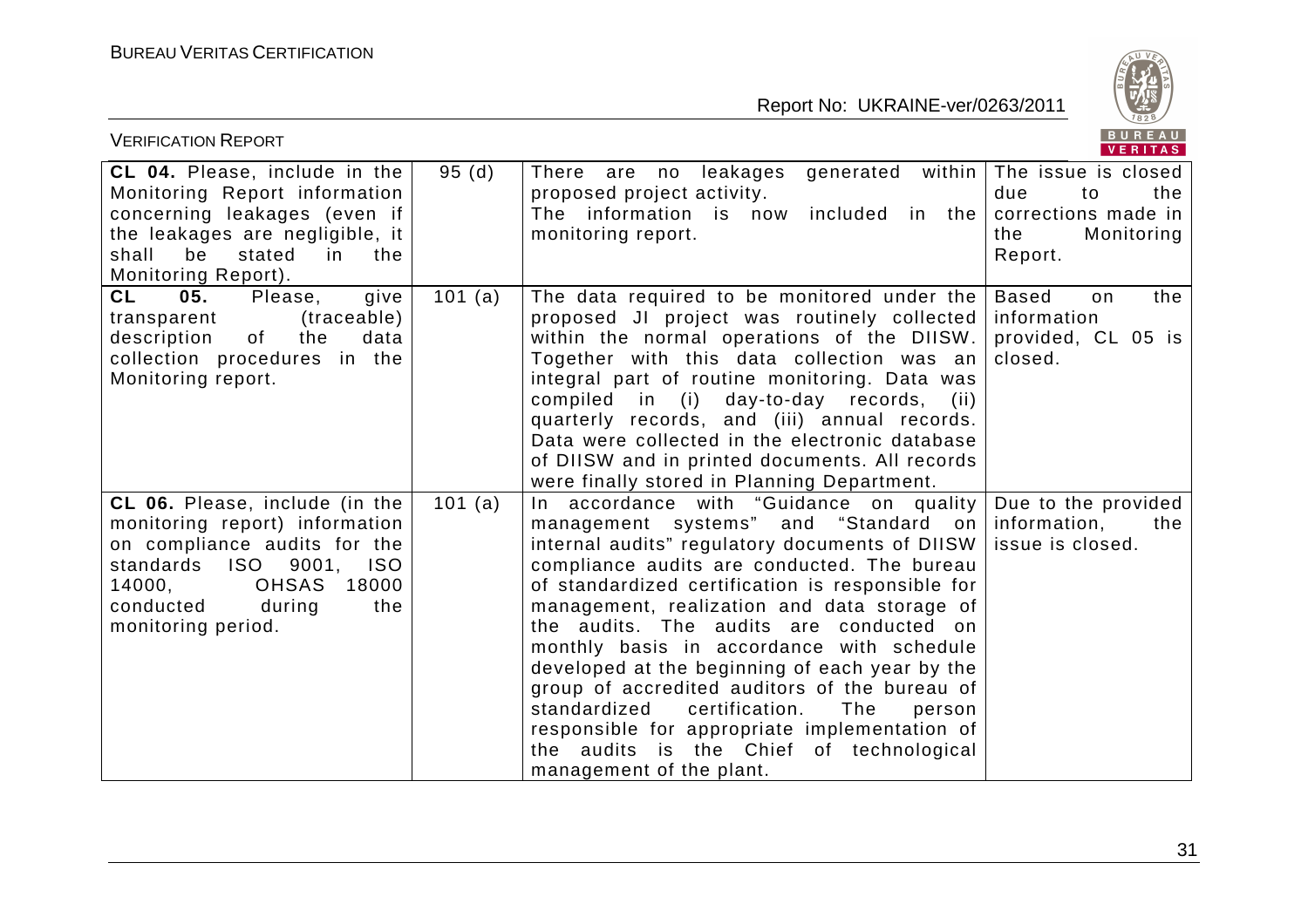| **CL 04.** Please, include in the Monitoring Report information concerning leakages (even if the leakages are negligible, it shall be stated in the Monitoring Report). | 95 (d) | There are no leakages generated within proposed project activity. The information is now included in the monitoring report. | The issue is closed due to the corrections made in the Monitoring Report. |
|---|---|---|---|
| **CL 05.** Please, give transparent (traceable) description of the data collection procedures in the Monitoring report. | 101 (a) | The data required to be monitored under the proposed JI project was routinely collected within the normal operations of the DIISW. Together with this data collection was an integral part of routine monitoring. Data was compiled in (i) day-to-day records, (ii) quarterly records, and (iii) annual records. Data were collected in the electronic database of DIISW and in printed documents. All records were finally stored in Planning Department. | Based on the information provided, CL 05 is closed. |
| **CL 06.** Please, include (in the monitoring report) information on compliance audits for the standards ISO 9001, ISO 14000, OHSAS 18000 conducted during the monitoring period. | 101 (a) | In accordance with "Guidance on quality management systems" and "Standard on internal audits" regulatory documents of DIISW compliance audits are conducted. The bureau of standardized certification is responsible for management, realization and data storage of the audits. The audits are conducted on monthly basis in accordance with schedule developed at the beginning of each year by the group of accredited auditors of the bureau of standardized certification. The person responsible for appropriate implementation of the audits is the Chief of technological management of the plant. | Due to the provided information, the issue is closed. |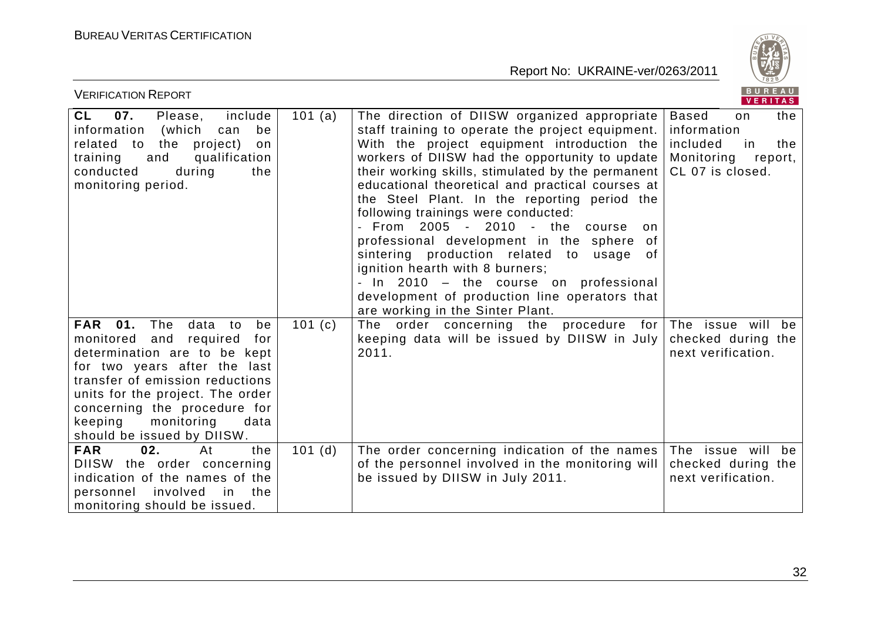| | | | |
|---|---|---|---|
| **CL 07.** Please, include information (which can be related to the project) on training and qualification conducted during the monitoring period. | 101 (a) | The direction of DIISW organized appropriate staff training to operate the project equipment. With the project equipment introduction the workers of DIISW had the opportunity to update their working skills, stimulated by the permanent educational theoretical and practical courses at the Steel Plant. In the reporting period the following trainings were conducted:<br>- From 2005 - 2010 - the course on professional development in the sphere of sintering production related to usage of ignition hearth with 8 burners;<br>- In 2010 – the course on professional development of production line operators that are working in the Sinter Plant. | Based on the information included in the Monitoring report, CL 07 is closed. |
| **FAR 01.** The data to be monitored and required for determination are to be kept for two years after the last transfer of emission reductions units for the project. The order concerning the procedure for keeping monitoring data should be issued by DIISW. | 101 (c) | The order concerning the procedure for keeping data will be issued by DIISW in July 2011. | The issue will be checked during the next verification. |
| **FAR 02.** At the DIISW the order concerning indication of the names of the personnel involved in the monitoring should be issued. | 101 (d) | The order concerning indication of the names of the personnel involved in the monitoring will be issued by DIISW in July 2011. | The issue will be checked during the next verification. |